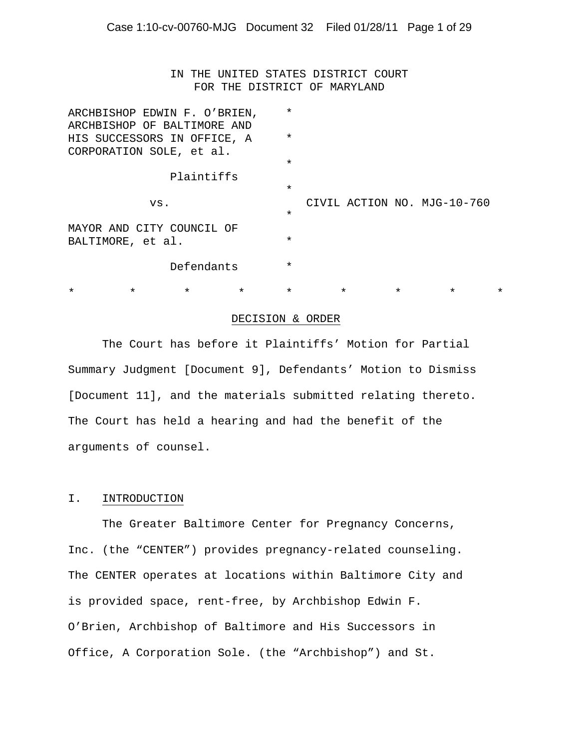IN THE UNITED STATES DISTRICT COURT
FOR THE DISTRICT OF MARYLAND

ARCHBISHOP EDWIN F. O'BRIEN, ARCHBISHOP OF BALTIMORE AND HIS SUCCESSORS IN OFFICE, A CORPORATION SOLE, et al.

Plaintiffs

vs.                                        CIVIL ACTION NO. MJG-10-760

MAYOR AND CITY COUNCIL OF BALTIMORE, et al.

Defendants

\*        \*        \*        \*        \*        \*        \*        \*        \*

## DECISION & ORDER

The Court has before it Plaintiffs' Motion for Partial Summary Judgment [Document 9], Defendants' Motion to Dismiss [Document 11], and the materials submitted relating thereto. The Court has held a hearing and had the benefit of the arguments of counsel.

## I. INTRODUCTION

The Greater Baltimore Center for Pregnancy Concerns, Inc. (the "CENTER") provides pregnancy-related counseling. The CENTER operates at locations within Baltimore City and is provided space, rent-free, by Archbishop Edwin F. O'Brien, Archbishop of Baltimore and His Successors in Office, A Corporation Sole. (the "Archbishop") and St.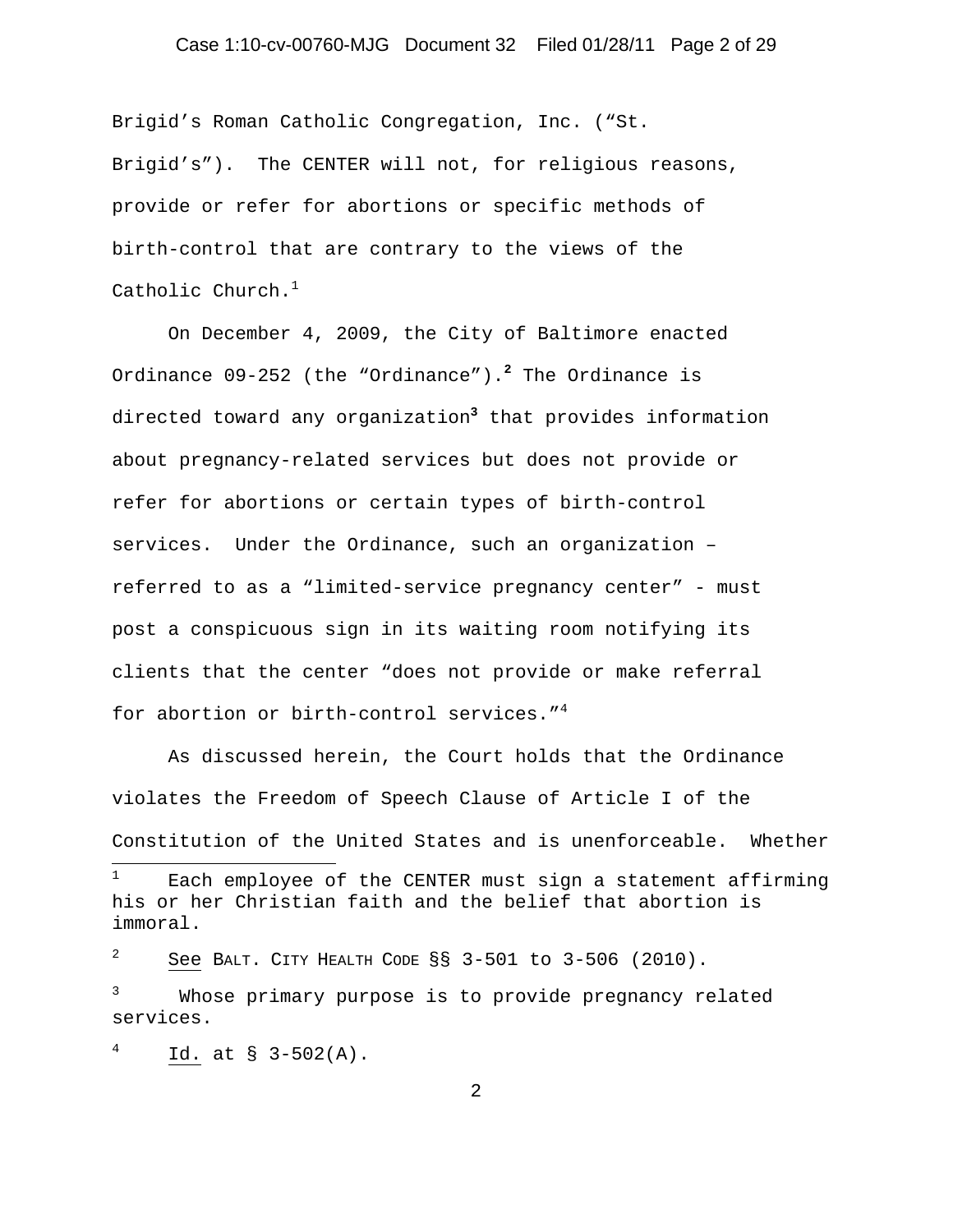Brigid's Roman Catholic Congregation, Inc. ("St. Brigid's"). The CENTER will not, for religious reasons, provide or refer for abortions or specific methods of birth-control that are contrary to the views of the Catholic Church.[1]

On December 4, 2009, the City of Baltimore enacted Ordinance 09-252 (the "Ordinance").[2] The Ordinance is directed toward any organization[3] that provides information about pregnancy-related services but does not provide or refer for abortions or certain types of birth-control services. Under the Ordinance, such an organization – referred to as a "limited-service pregnancy center" - must post a conspicuous sign in its waiting room notifying its clients that the center "does not provide or make referral for abortion or birth-control services."[4]

As discussed herein, the Court holds that the Ordinance violates the Freedom of Speech Clause of Article I of the Constitution of the United States and is unenforceable. Whether

---

[1] Each employee of the CENTER must sign a statement affirming his or her Christian faith and the belief that abortion is immoral.

[2] See BALT. CITY HEALTH CODE §§ 3-501 to 3-506 (2010).

[3] Whose primary purpose is to provide pregnancy related services.

[4] Id. at § 3-502(A).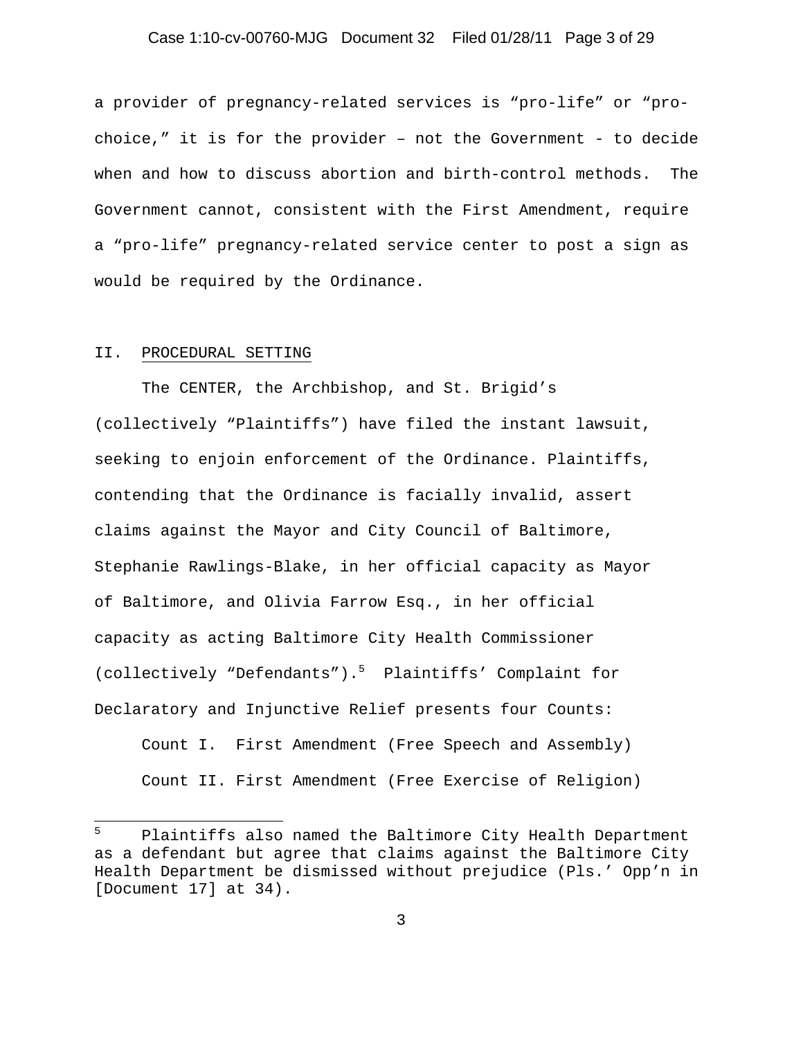a provider of pregnancy-related services is “pro-life” or “pro-choice,” it is for the provider – not the Government - to decide when and how to discuss abortion and birth-control methods. The Government cannot, consistent with the First Amendment, require a “pro-life” pregnancy-related service center to post a sign as would be required by the Ordinance.

## II. PROCEDURAL SETTING

The CENTER, the Archbishop, and St. Brigid’s (collectively “Plaintiffs”) have filed the instant lawsuit, seeking to enjoin enforcement of the Ordinance. Plaintiffs, contending that the Ordinance is facially invalid, assert claims against the Mayor and City Council of Baltimore, Stephanie Rawlings-Blake, in her official capacity as Mayor of Baltimore, and Olivia Farrow Esq., in her official capacity as acting Baltimore City Health Commissioner (collectively “Defendants”).[5] Plaintiffs’ Complaint for Declaratory and Injunctive Relief presents four Counts:

Count I. First Amendment (Free Speech and Assembly)

Count II. First Amendment (Free Exercise of Religion)

---

[5] Plaintiffs also named the Baltimore City Health Department as a defendant but agree that claims against the Baltimore City Health Department be dismissed without prejudice (Pls.’ Opp’n in [Document 17] at 34).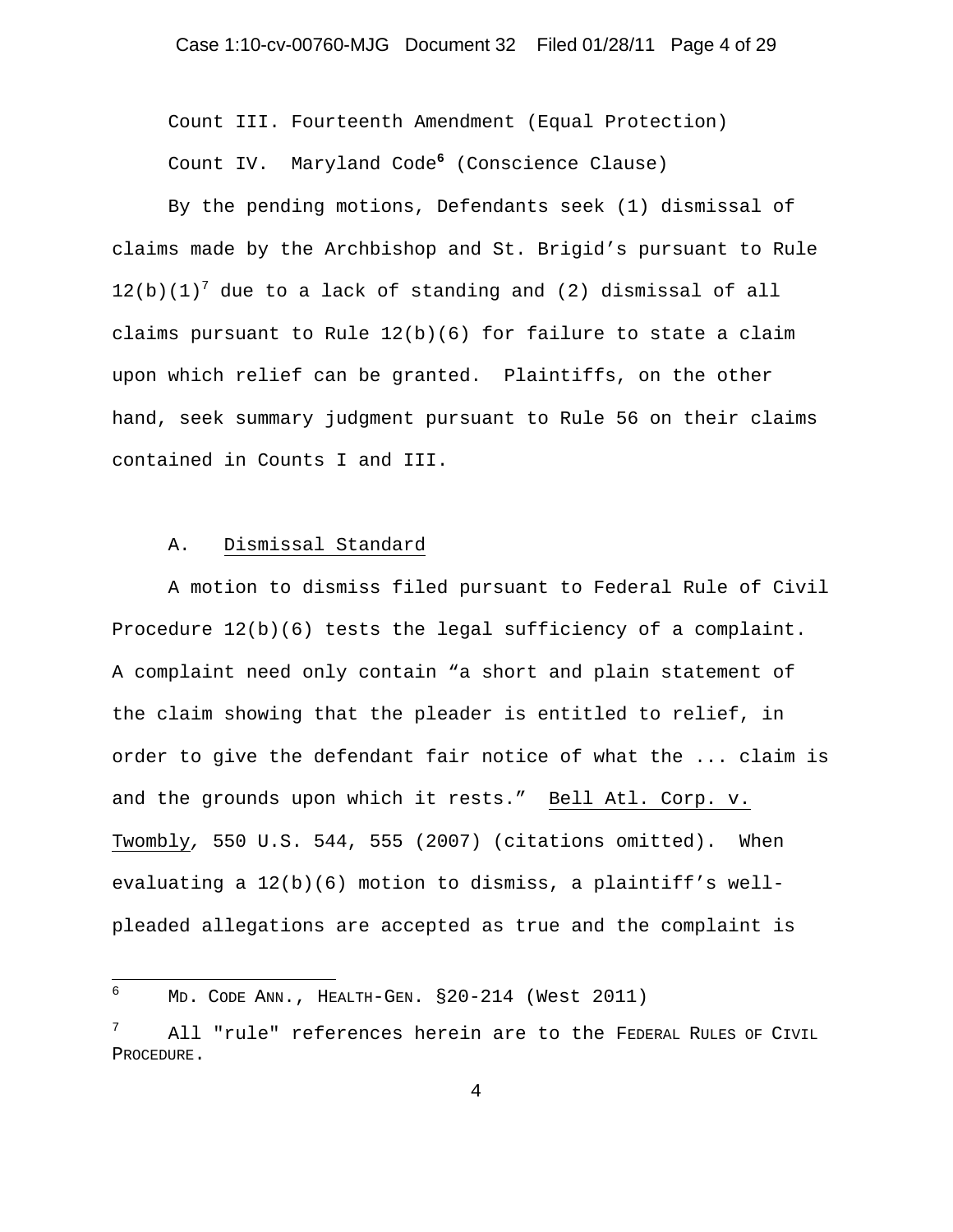Count III. Fourteenth Amendment (Equal Protection)

Count IV. Maryland Code[6] (Conscience Clause)

By the pending motions, Defendants seek (1) dismissal of claims made by the Archbishop and St. Brigid's pursuant to Rule 12(b)(1)[7] due to a lack of standing and (2) dismissal of all claims pursuant to Rule 12(b)(6) for failure to state a claim upon which relief can be granted. Plaintiffs, on the other hand, seek summary judgment pursuant to Rule 56 on their claims contained in Counts I and III.

## A. Dismissal Standard

A motion to dismiss filed pursuant to Federal Rule of Civil Procedure 12(b)(6) tests the legal sufficiency of a complaint. A complaint need only contain "a short and plain statement of the claim showing that the pleader is entitled to relief, in order to give the defendant fair notice of what the ... claim is and the grounds upon which it rests." Bell Atl. Corp. v. Twombly, 550 U.S. 544, 555 (2007) (citations omitted). When evaluating a 12(b)(6) motion to dismiss, a plaintiff's well-pleaded allegations are accepted as true and the complaint is

---

[6] MD. CODE ANN., HEALTH-GEN. §20-214 (West 2011)

[7] All "rule" references herein are to the FEDERAL RULES OF CIVIL PROCEDURE.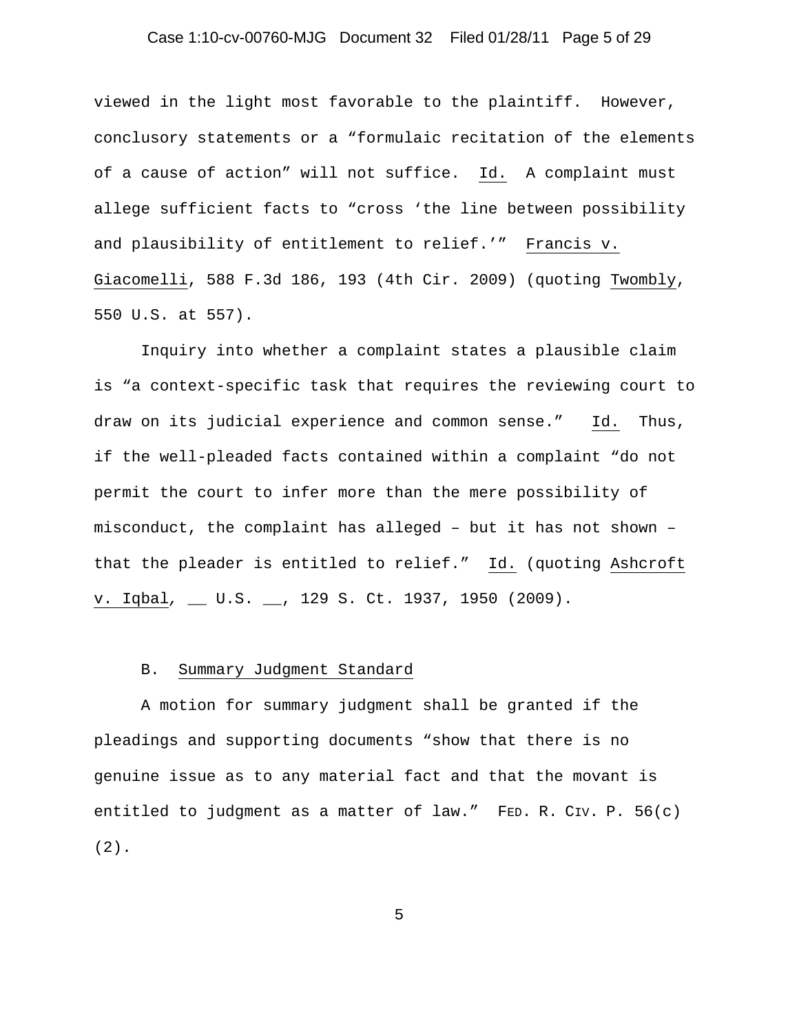viewed in the light most favorable to the plaintiff. However, conclusory statements or a "formulaic recitation of the elements of a cause of action" will not suffice. Id. A complaint must allege sufficient facts to "cross 'the line between possibility and plausibility of entitlement to relief.'" Francis v. Giacomelli, 588 F.3d 186, 193 (4th Cir. 2009) (quoting Twombly, 550 U.S. at 557).

Inquiry into whether a complaint states a plausible claim is "a context-specific task that requires the reviewing court to draw on its judicial experience and common sense." Id. Thus, if the well-pleaded facts contained within a complaint "do not permit the court to infer more than the mere possibility of misconduct, the complaint has alleged – but it has not shown – that the pleader is entitled to relief." Id. (quoting Ashcroft v. Iqbal, __ U.S. __, 129 S. Ct. 1937, 1950 (2009).

B. Summary Judgment Standard

A motion for summary judgment shall be granted if the pleadings and supporting documents "show that there is no genuine issue as to any material fact and that the movant is entitled to judgment as a matter of law." FED. R. CIV. P. 56(c)(2).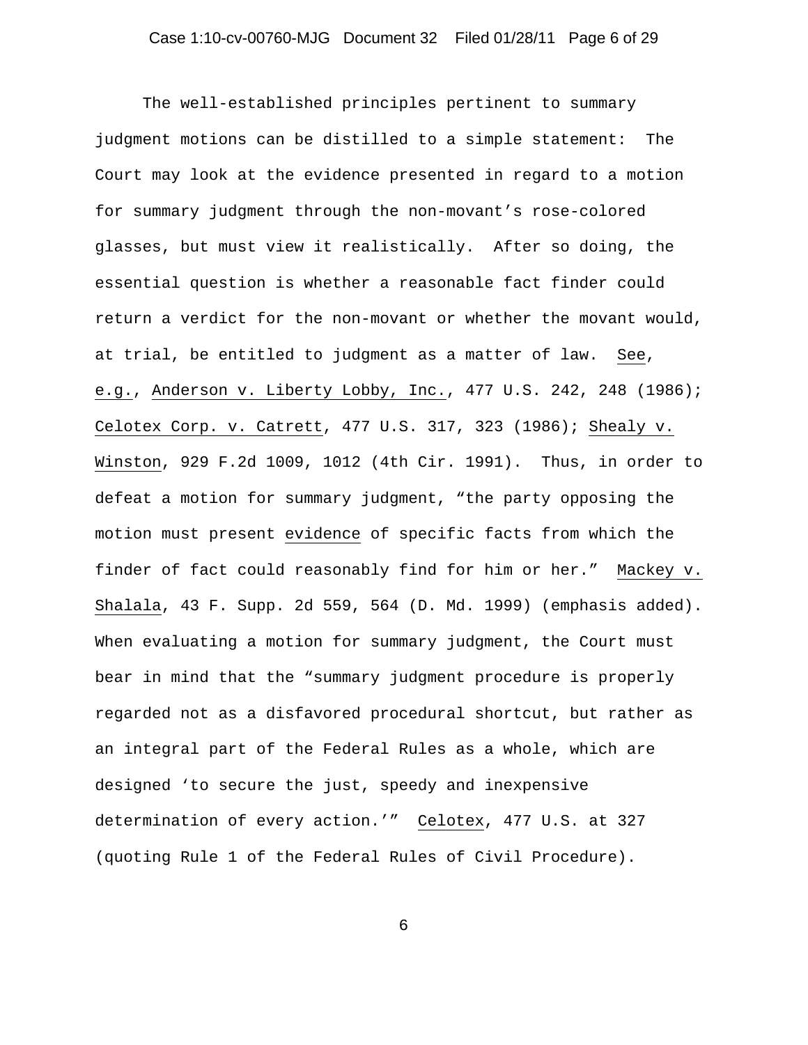The well-established principles pertinent to summary judgment motions can be distilled to a simple statement: The Court may look at the evidence presented in regard to a motion for summary judgment through the non-movant's rose-colored glasses, but must view it realistically. After so doing, the essential question is whether a reasonable fact finder could return a verdict for the non-movant or whether the movant would, at trial, be entitled to judgment as a matter of law. See, e.g., Anderson v. Liberty Lobby, Inc., 477 U.S. 242, 248 (1986); Celotex Corp. v. Catrett, 477 U.S. 317, 323 (1986); Shealy v. Winston, 929 F.2d 1009, 1012 (4th Cir. 1991). Thus, in order to defeat a motion for summary judgment, "the party opposing the motion must present evidence of specific facts from which the finder of fact could reasonably find for him or her." Mackey v. Shalala, 43 F. Supp. 2d 559, 564 (D. Md. 1999) (emphasis added). When evaluating a motion for summary judgment, the Court must bear in mind that the "summary judgment procedure is properly regarded not as a disfavored procedural shortcut, but rather as an integral part of the Federal Rules as a whole, which are designed 'to secure the just, speedy and inexpensive determination of every action.'" Celotex, 477 U.S. at 327 (quoting Rule 1 of the Federal Rules of Civil Procedure).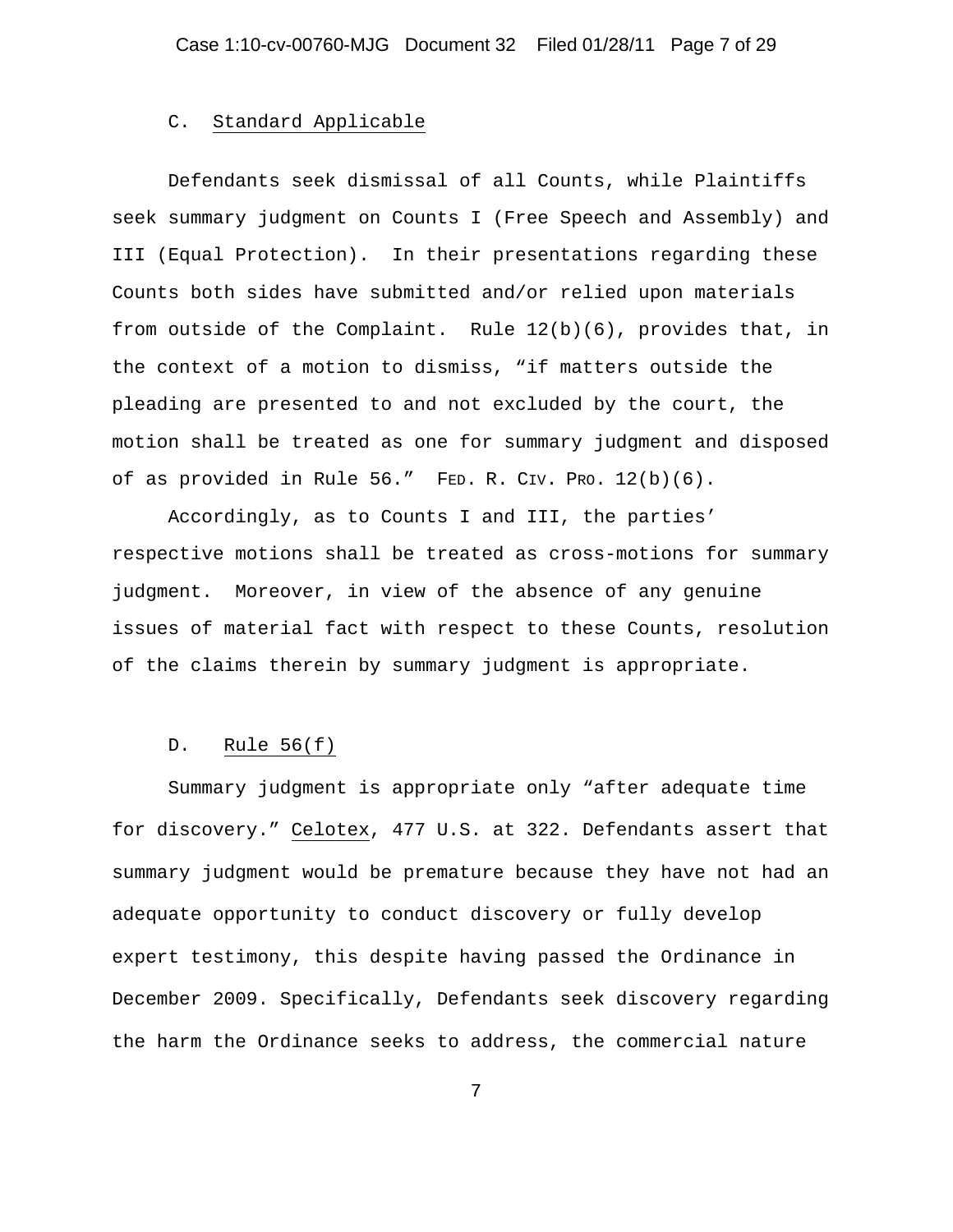C. Standard Applicable

Defendants seek dismissal of all Counts, while Plaintiffs seek summary judgment on Counts I (Free Speech and Assembly) and III (Equal Protection). In their presentations regarding these Counts both sides have submitted and/or relied upon materials from outside of the Complaint. Rule 12(b)(6), provides that, in the context of a motion to dismiss, "if matters outside the pleading are presented to and not excluded by the court, the motion shall be treated as one for summary judgment and disposed of as provided in Rule 56." FED. R. CIV. PRO. 12(b)(6).

Accordingly, as to Counts I and III, the parties' respective motions shall be treated as cross-motions for summary judgment. Moreover, in view of the absence of any genuine issues of material fact with respect to these Counts, resolution of the claims therein by summary judgment is appropriate.

D. Rule 56(f)

Summary judgment is appropriate only "after adequate time for discovery." Celotex, 477 U.S. at 322. Defendants assert that summary judgment would be premature because they have not had an adequate opportunity to conduct discovery or fully develop expert testimony, this despite having passed the Ordinance in December 2009. Specifically, Defendants seek discovery regarding the harm the Ordinance seeks to address, the commercial nature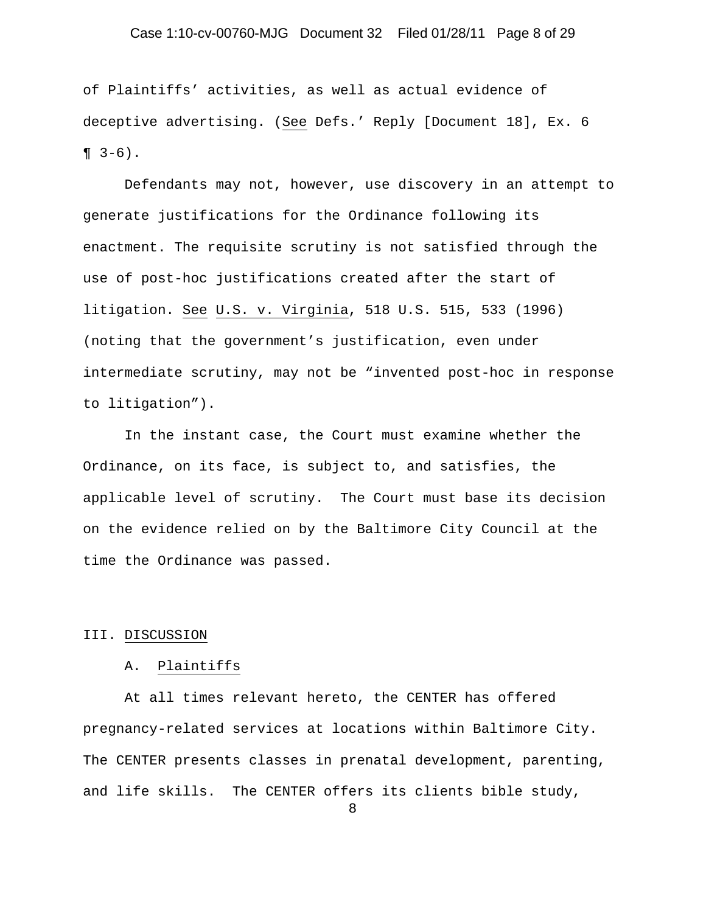of Plaintiffs' activities, as well as actual evidence of deceptive advertising. (See Defs.' Reply [Document 18], Ex. 6 ¶ 3-6).

Defendants may not, however, use discovery in an attempt to generate justifications for the Ordinance following its enactment. The requisite scrutiny is not satisfied through the use of post-hoc justifications created after the start of litigation. See U.S. v. Virginia, 518 U.S. 515, 533 (1996) (noting that the government's justification, even under intermediate scrutiny, may not be "invented post-hoc in response to litigation").

In the instant case, the Court must examine whether the Ordinance, on its face, is subject to, and satisfies, the applicable level of scrutiny. The Court must base its decision on the evidence relied on by the Baltimore City Council at the time the Ordinance was passed.

## III. DISCUSSION

### A. Plaintiffs

At all times relevant hereto, the CENTER has offered pregnancy-related services at locations within Baltimore City. The CENTER presents classes in prenatal development, parenting, and life skills. The CENTER offers its clients bible study,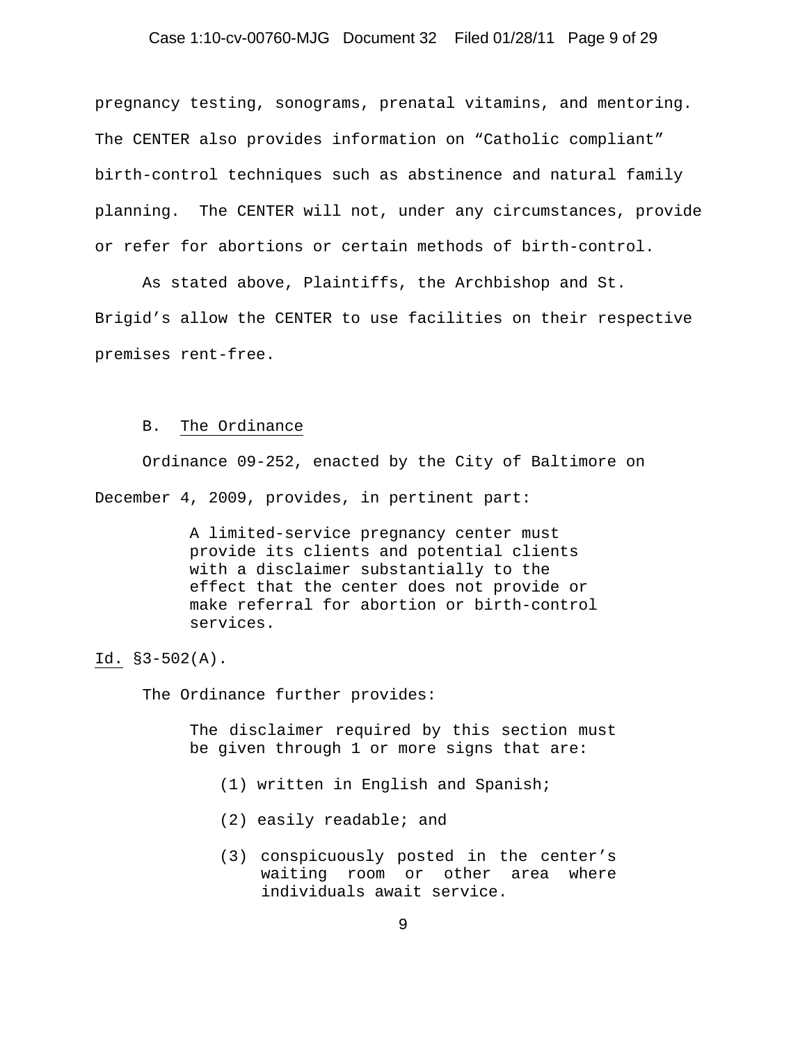pregnancy testing, sonograms, prenatal vitamins, and mentoring. The CENTER also provides information on "Catholic compliant" birth-control techniques such as abstinence and natural family planning. The CENTER will not, under any circumstances, provide or refer for abortions or certain methods of birth-control.

As stated above, Plaintiffs, the Archbishop and St. Brigid's allow the CENTER to use facilities on their respective premises rent-free.

B. The Ordinance

Ordinance 09-252, enacted by the City of Baltimore on December 4, 2009, provides, in pertinent part:

> A limited-service pregnancy center must provide its clients and potential clients with a disclaimer substantially to the effect that the center does not provide or make referral for abortion or birth-control services.

Id. §3-502(A).

The Ordinance further provides:

> The disclaimer required by this section must be given through 1 or more signs that are:
>
> (1) written in English and Spanish;
>
> (2) easily readable; and
>
> (3) conspicuously posted in the center's waiting room or other area where individuals await service.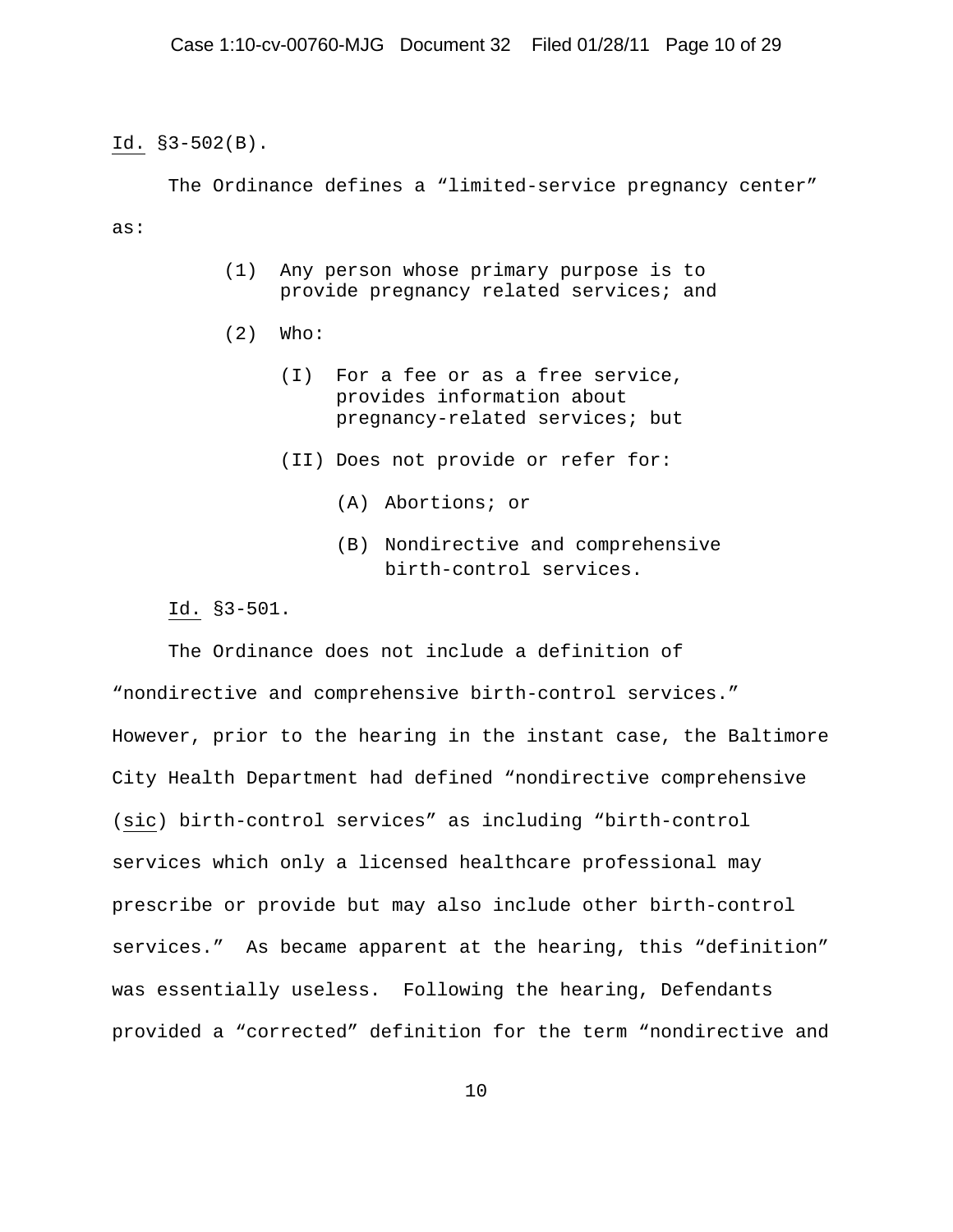*Id.* §3-502(B).

The Ordinance defines a "limited-service pregnancy center" as:

> (1) Any person whose primary purpose is to provide pregnancy related services; and
>
> (2) Who:
>
> > (I) For a fee or as a free service, provides information about pregnancy-related services; but
> >
> > (II) Does not provide or refer for:
> >
> > > (A) Abortions; or
> > >
> > > (B) Nondirective and comprehensive birth-control services.

*Id.* §3-501.

The Ordinance does not include a definition of "nondirective and comprehensive birth-control services." However, prior to the hearing in the instant case, the Baltimore City Health Department had defined "nondirective comprehensive (*sic*) birth-control services" as including "birth-control services which only a licensed healthcare professional may prescribe or provide but may also include other birth-control services." As became apparent at the hearing, this "definition" was essentially useless. Following the hearing, Defendants provided a "corrected" definition for the term "nondirective and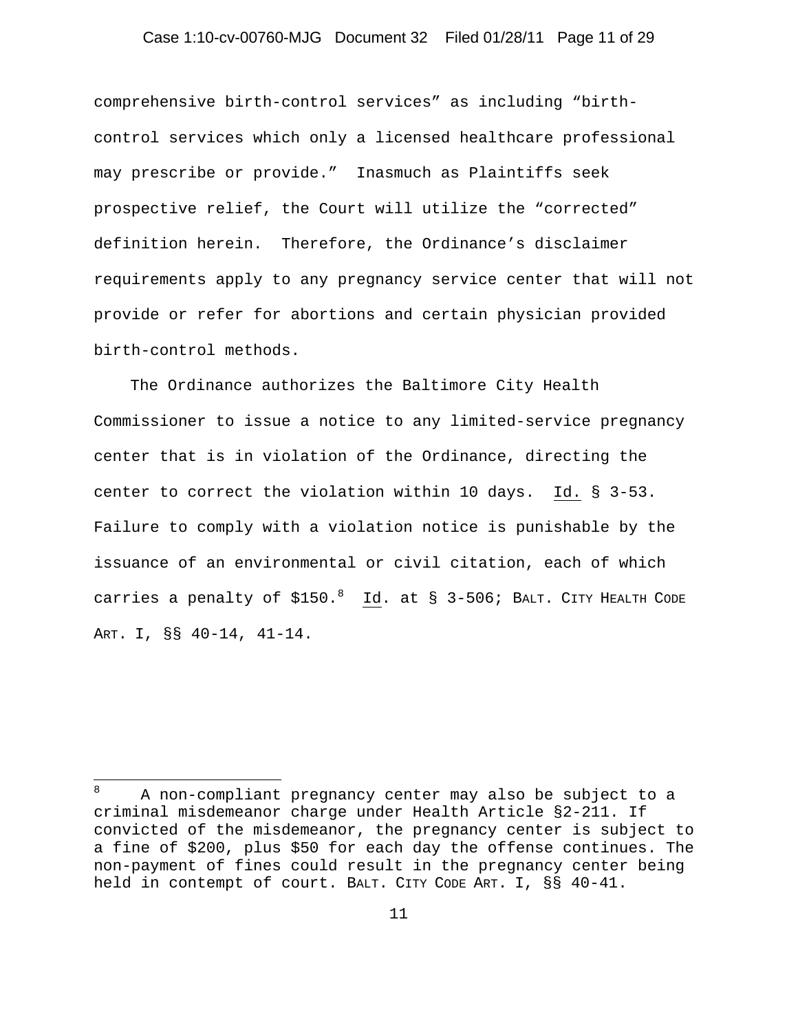comprehensive birth-control services" as including "birth-control services which only a licensed healthcare professional may prescribe or provide." Inasmuch as Plaintiffs seek prospective relief, the Court will utilize the "corrected" definition herein. Therefore, the Ordinance's disclaimer requirements apply to any pregnancy service center that will not provide or refer for abortions and certain physician provided birth-control methods.

The Ordinance authorizes the Baltimore City Health Commissioner to issue a notice to any limited-service pregnancy center that is in violation of the Ordinance, directing the center to correct the violation within 10 days. Id. § 3-53. Failure to comply with a violation notice is punishable by the issuance of an environmental or civil citation, each of which carries a penalty of $150.[8] Id. at § 3-506; BALT. CITY HEALTH CODE ART. I, §§ 40-14, 41-14.

---

[8] A non-compliant pregnancy center may also be subject to a criminal misdemeanor charge under Health Article §2-211. If convicted of the misdemeanor, the pregnancy center is subject to a fine of $200, plus $50 for each day the offense continues. The non-payment of fines could result in the pregnancy center being held in contempt of court. BALT. CITY CODE ART. I, §§ 40-41.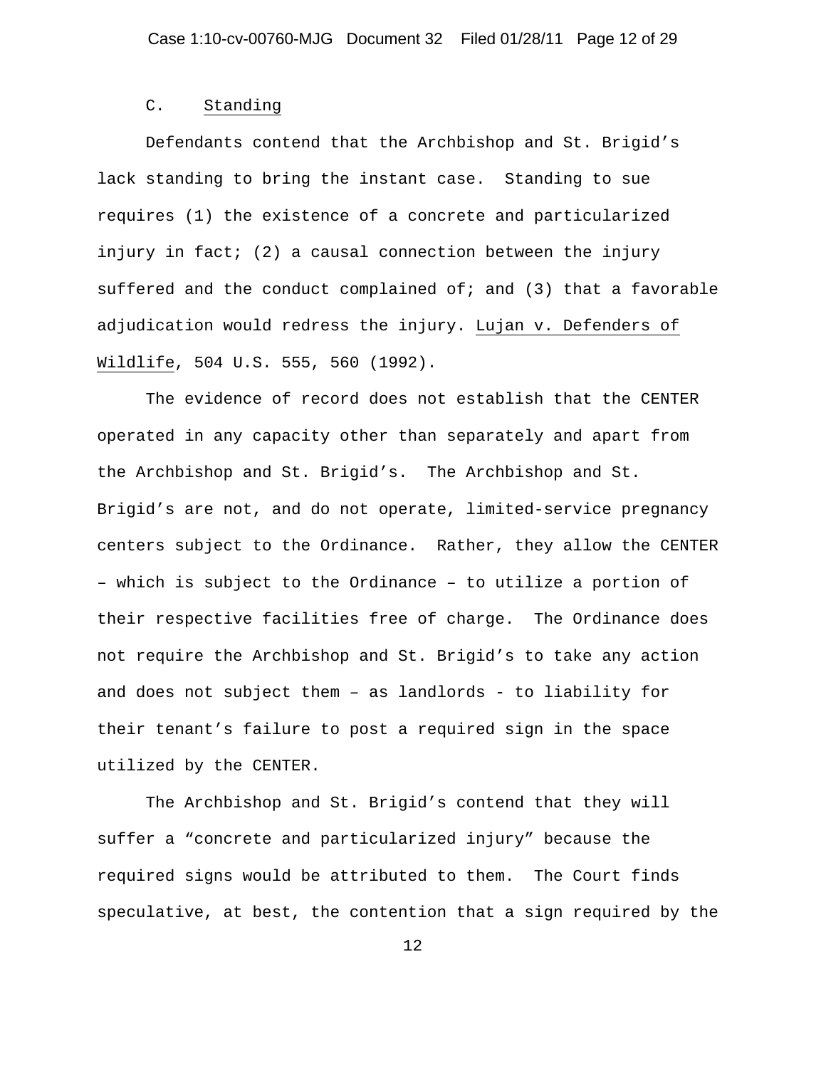### C. Standing

Defendants contend that the Archbishop and St. Brigid's lack standing to bring the instant case. Standing to sue requires (1) the existence of a concrete and particularized injury in fact; (2) a causal connection between the injury suffered and the conduct complained of; and (3) that a favorable adjudication would redress the injury. Lujan v. Defenders of Wildlife, 504 U.S. 555, 560 (1992).

The evidence of record does not establish that the CENTER operated in any capacity other than separately and apart from the Archbishop and St. Brigid's. The Archbishop and St. Brigid's are not, and do not operate, limited-service pregnancy centers subject to the Ordinance. Rather, they allow the CENTER – which is subject to the Ordinance – to utilize a portion of their respective facilities free of charge. The Ordinance does not require the Archbishop and St. Brigid's to take any action and does not subject them – as landlords - to liability for their tenant's failure to post a required sign in the space utilized by the CENTER.

The Archbishop and St. Brigid's contend that they will suffer a "concrete and particularized injury" because the required signs would be attributed to them. The Court finds speculative, at best, the contention that a sign required by the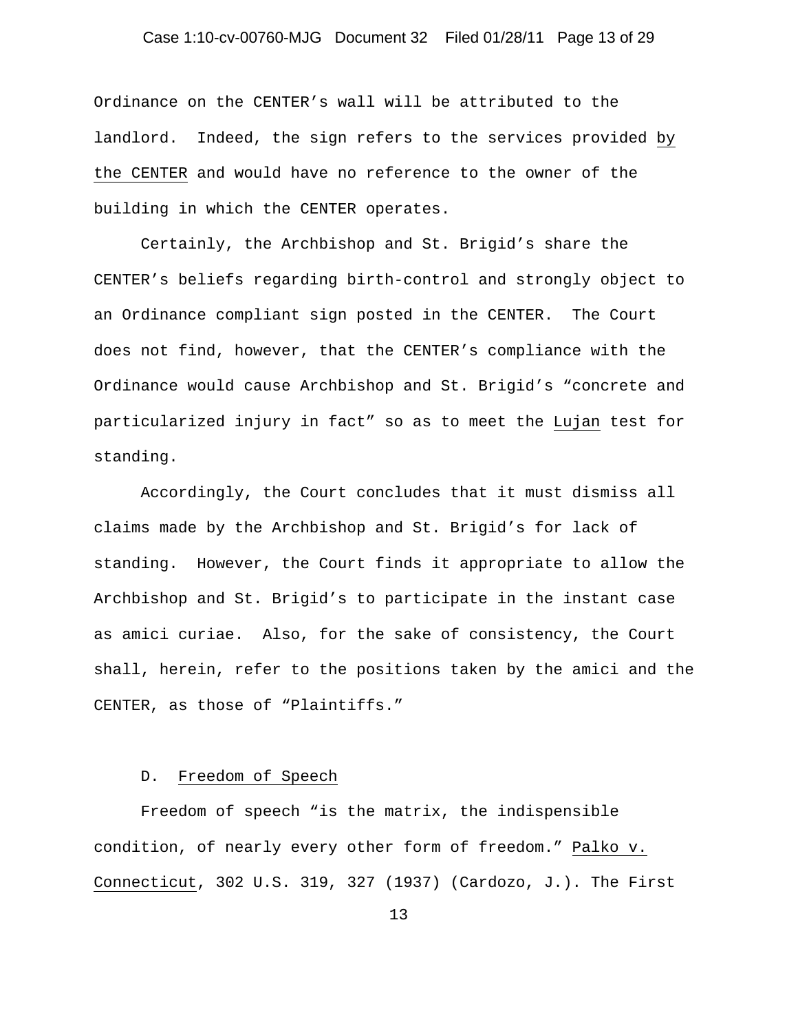Ordinance on the CENTER's wall will be attributed to the landlord. Indeed, the sign refers to the services provided by the CENTER and would have no reference to the owner of the building in which the CENTER operates.

Certainly, the Archbishop and St. Brigid's share the CENTER's beliefs regarding birth-control and strongly object to an Ordinance compliant sign posted in the CENTER. The Court does not find, however, that the CENTER's compliance with the Ordinance would cause Archbishop and St. Brigid's "concrete and particularized injury in fact" so as to meet the Lujan test for standing.

Accordingly, the Court concludes that it must dismiss all claims made by the Archbishop and St. Brigid's for lack of standing. However, the Court finds it appropriate to allow the Archbishop and St. Brigid's to participate in the instant case as amici curiae. Also, for the sake of consistency, the Court shall, herein, refer to the positions taken by the amici and the CENTER, as those of "Plaintiffs."

### D. Freedom of Speech

Freedom of speech "is the matrix, the indispensible condition, of nearly every other form of freedom." Palko v. Connecticut, 302 U.S. 319, 327 (1937) (Cardozo, J.). The First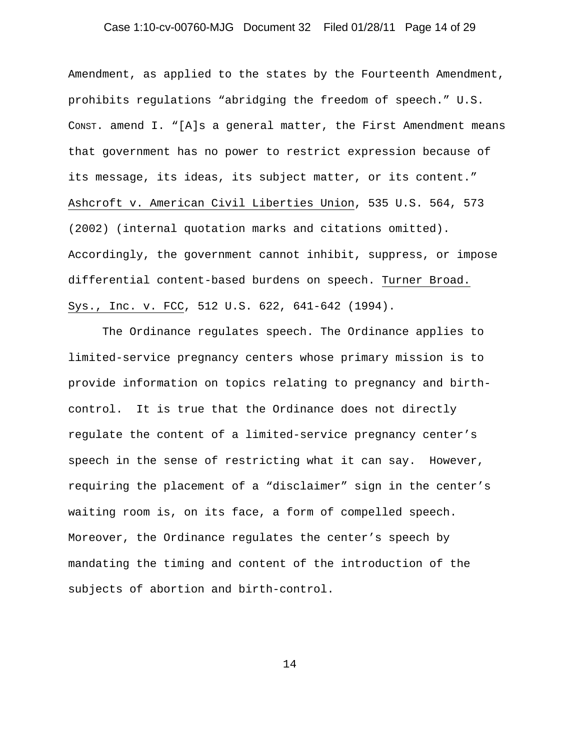Amendment, as applied to the states by the Fourteenth Amendment, prohibits regulations "abridging the freedom of speech." U.S. CONST. amend I. "[A]s a general matter, the First Amendment means that government has no power to restrict expression because of its message, its ideas, its subject matter, or its content." Ashcroft v. American Civil Liberties Union, 535 U.S. 564, 573 (2002) (internal quotation marks and citations omitted). Accordingly, the government cannot inhibit, suppress, or impose differential content-based burdens on speech. Turner Broad. Sys., Inc. v. FCC, 512 U.S. 622, 641-642 (1994).

The Ordinance regulates speech. The Ordinance applies to limited-service pregnancy centers whose primary mission is to provide information on topics relating to pregnancy and birth-control. It is true that the Ordinance does not directly regulate the content of a limited-service pregnancy center's speech in the sense of restricting what it can say. However, requiring the placement of a "disclaimer" sign in the center's waiting room is, on its face, a form of compelled speech. Moreover, the Ordinance regulates the center's speech by mandating the timing and content of the introduction of the subjects of abortion and birth-control.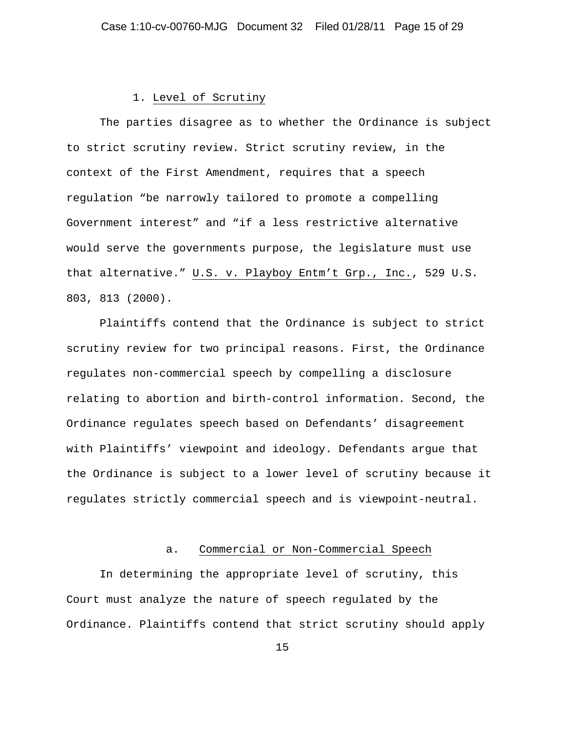1. Level of Scrutiny

The parties disagree as to whether the Ordinance is subject to strict scrutiny review. Strict scrutiny review, in the context of the First Amendment, requires that a speech regulation "be narrowly tailored to promote a compelling Government interest" and "if a less restrictive alternative would serve the governments purpose, the legislature must use that alternative." U.S. v. Playboy Entm't Grp., Inc., 529 U.S. 803, 813 (2000).

Plaintiffs contend that the Ordinance is subject to strict scrutiny review for two principal reasons. First, the Ordinance regulates non-commercial speech by compelling a disclosure relating to abortion and birth-control information. Second, the Ordinance regulates speech based on Defendants' disagreement with Plaintiffs' viewpoint and ideology. Defendants argue that the Ordinance is subject to a lower level of scrutiny because it regulates strictly commercial speech and is viewpoint-neutral.

a. Commercial or Non-Commercial Speech

In determining the appropriate level of scrutiny, this Court must analyze the nature of speech regulated by the Ordinance. Plaintiffs contend that strict scrutiny should apply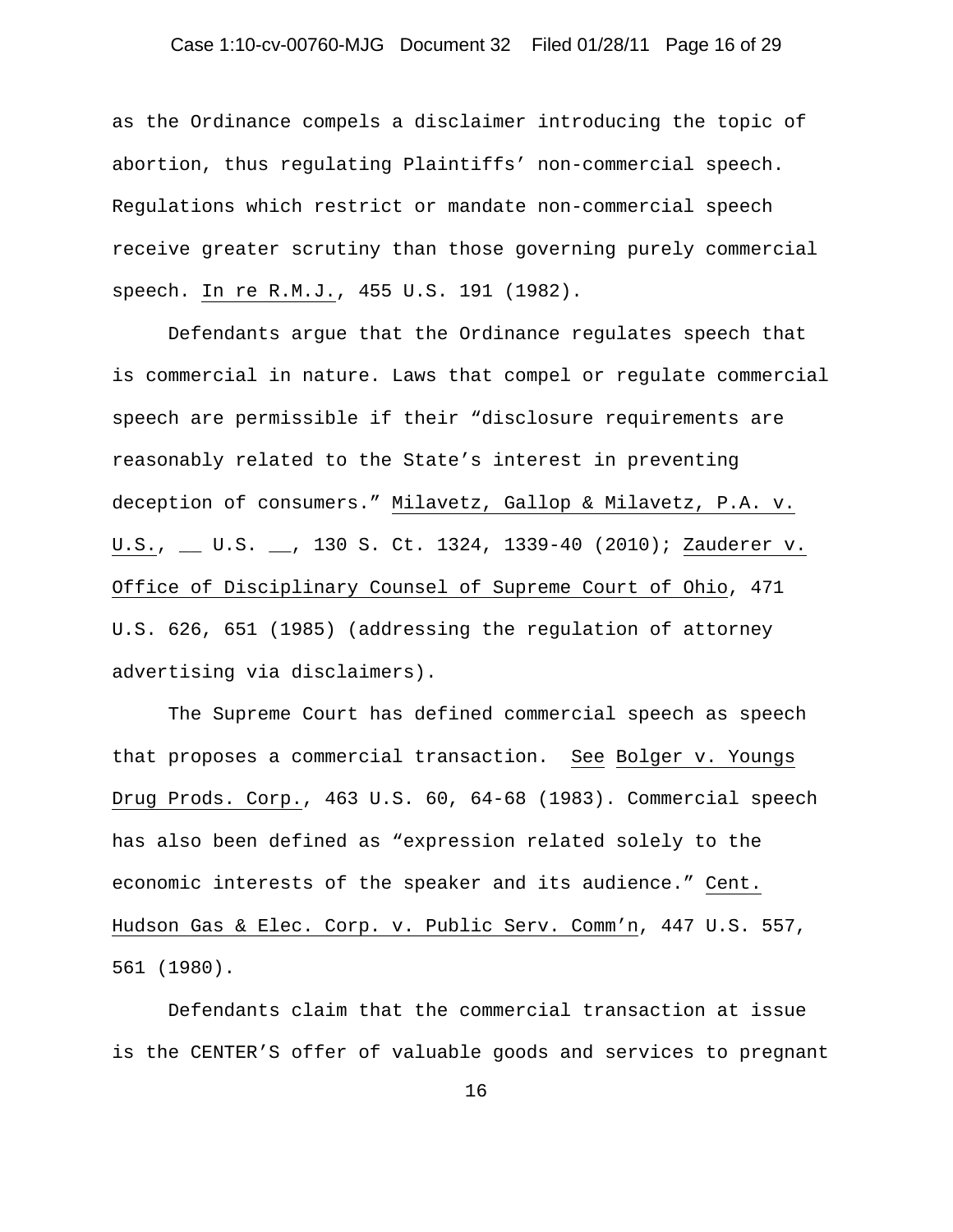as the Ordinance compels a disclaimer introducing the topic of abortion, thus regulating Plaintiffs' non-commercial speech. Regulations which restrict or mandate non-commercial speech receive greater scrutiny than those governing purely commercial speech. In re R.M.J., 455 U.S. 191 (1982).

Defendants argue that the Ordinance regulates speech that is commercial in nature. Laws that compel or regulate commercial speech are permissible if their "disclosure requirements are reasonably related to the State's interest in preventing deception of consumers." Milavetz, Gallop & Milavetz, P.A. v. U.S., __ U.S. __, 130 S. Ct. 1324, 1339-40 (2010); Zauderer v. Office of Disciplinary Counsel of Supreme Court of Ohio, 471 U.S. 626, 651 (1985) (addressing the regulation of attorney advertising via disclaimers).

The Supreme Court has defined commercial speech as speech that proposes a commercial transaction. See Bolger v. Youngs Drug Prods. Corp., 463 U.S. 60, 64-68 (1983). Commercial speech has also been defined as "expression related solely to the economic interests of the speaker and its audience." Cent. Hudson Gas & Elec. Corp. v. Public Serv. Comm'n, 447 U.S. 557, 561 (1980).

Defendants claim that the commercial transaction at issue is the CENTER'S offer of valuable goods and services to pregnant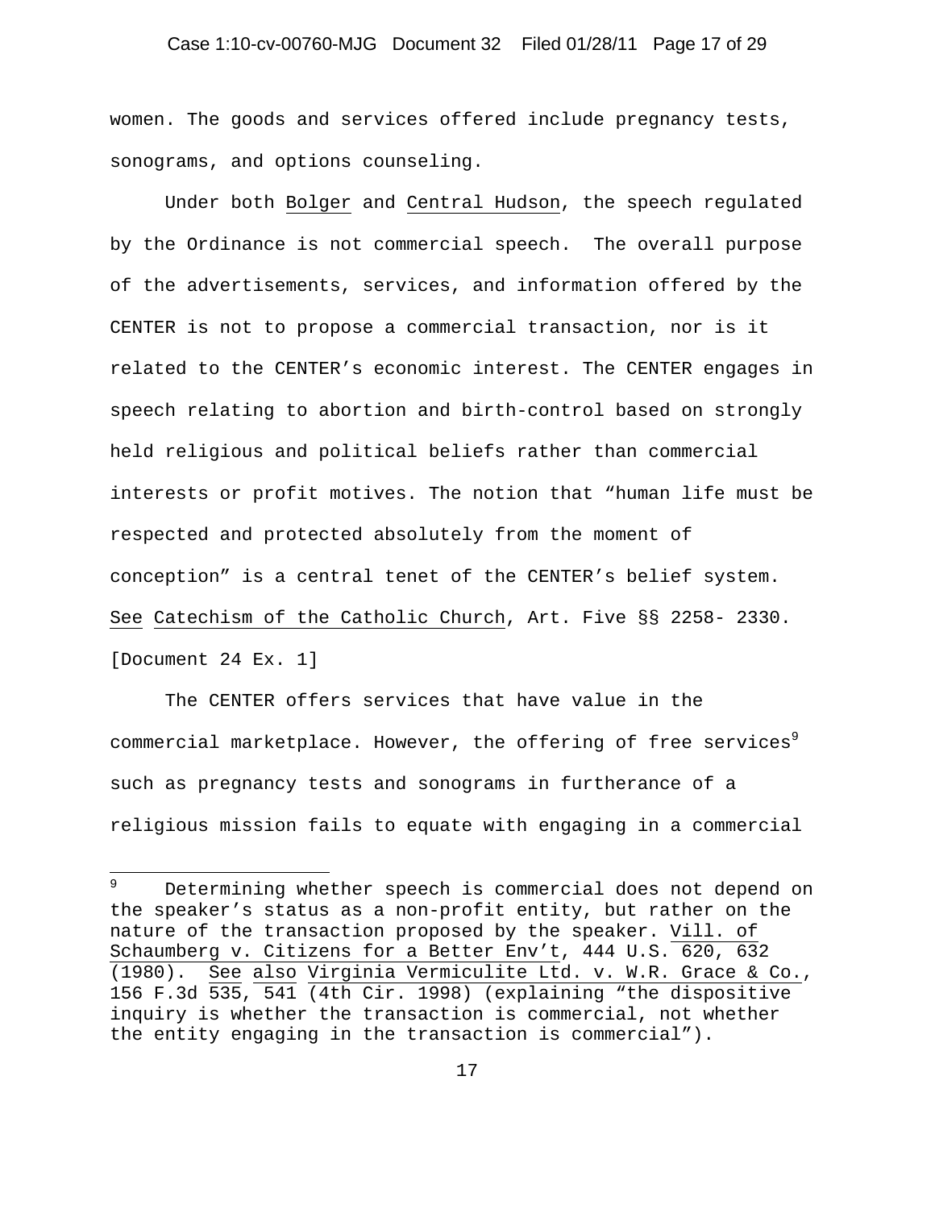women. The goods and services offered include pregnancy tests, sonograms, and options counseling.

Under both Bolger and Central Hudson, the speech regulated by the Ordinance is not commercial speech. The overall purpose of the advertisements, services, and information offered by the CENTER is not to propose a commercial transaction, nor is it related to the CENTER's economic interest. The CENTER engages in speech relating to abortion and birth-control based on strongly held religious and political beliefs rather than commercial interests or profit motives. The notion that "human life must be respected and protected absolutely from the moment of conception" is a central tenet of the CENTER's belief system. See Catechism of the Catholic Church, Art. Five §§ 2258- 2330. [Document 24 Ex. 1]

The CENTER offers services that have value in the commercial marketplace. However, the offering of free services[9] such as pregnancy tests and sonograms in furtherance of a religious mission fails to equate with engaging in a commercial

---

[9] Determining whether speech is commercial does not depend on the speaker's status as a non-profit entity, but rather on the nature of the transaction proposed by the speaker. Vill. of Schaumberg v. Citizens for a Better Env't, 444 U.S. 620, 632 (1980). See also Virginia Vermiculite Ltd. v. W.R. Grace & Co., 156 F.3d 535, 541 (4th Cir. 1998) (explaining "the dispositive inquiry is whether the transaction is commercial, not whether the entity engaging in the transaction is commercial").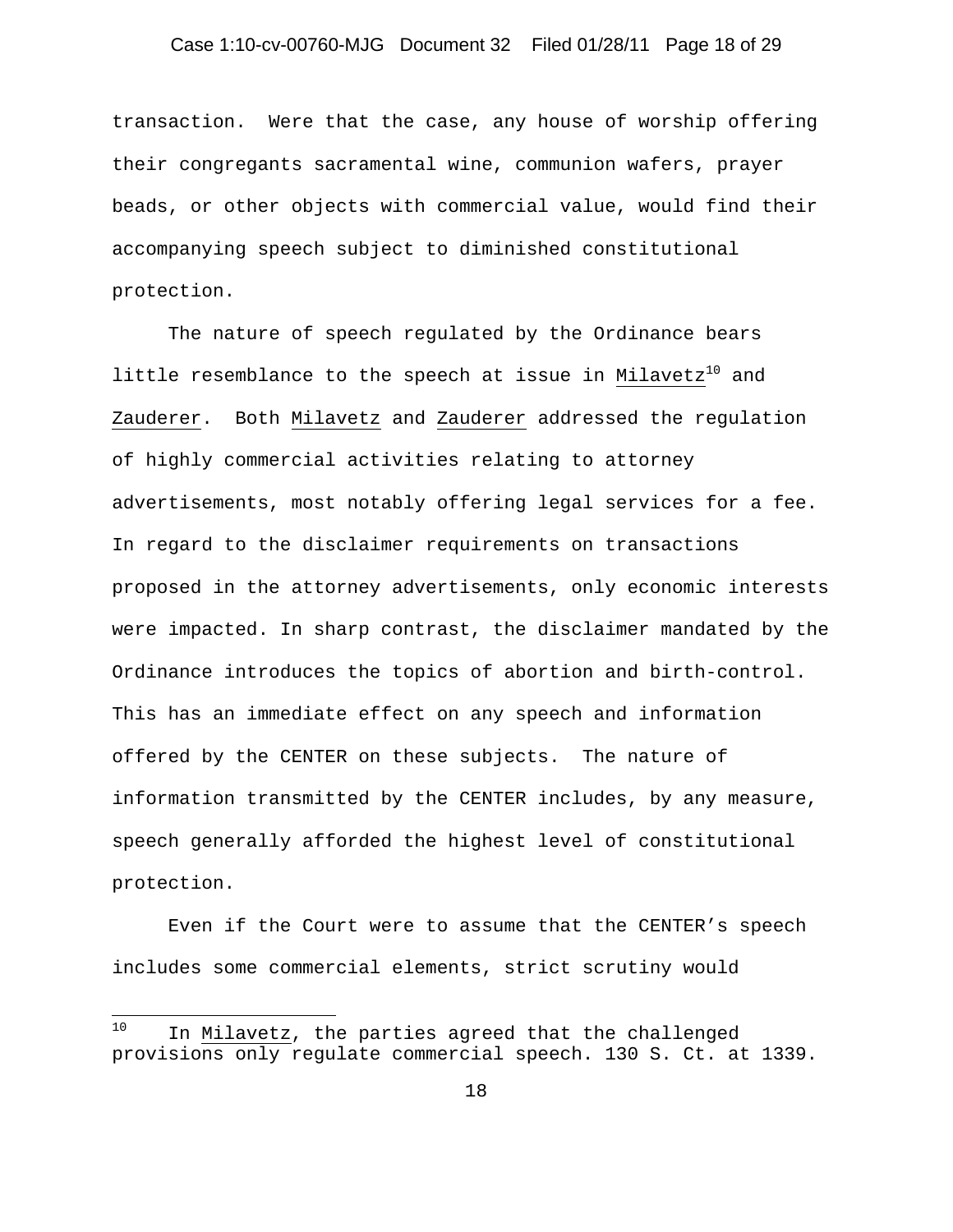transaction. Were that the case, any house of worship offering their congregants sacramental wine, communion wafers, prayer beads, or other objects with commercial value, would find their accompanying speech subject to diminished constitutional protection.

The nature of speech regulated by the Ordinance bears little resemblance to the speech at issue in Milavetz[10] and Zauderer. Both Milavetz and Zauderer addressed the regulation of highly commercial activities relating to attorney advertisements, most notably offering legal services for a fee. In regard to the disclaimer requirements on transactions proposed in the attorney advertisements, only economic interests were impacted. In sharp contrast, the disclaimer mandated by the Ordinance introduces the topics of abortion and birth-control. This has an immediate effect on any speech and information offered by the CENTER on these subjects. The nature of information transmitted by the CENTER includes, by any measure, speech generally afforded the highest level of constitutional protection.

Even if the Court were to assume that the CENTER's speech includes some commercial elements, strict scrutiny would

---

[10] In Milavetz, the parties agreed that the challenged provisions only regulate commercial speech. 130 S. Ct. at 1339.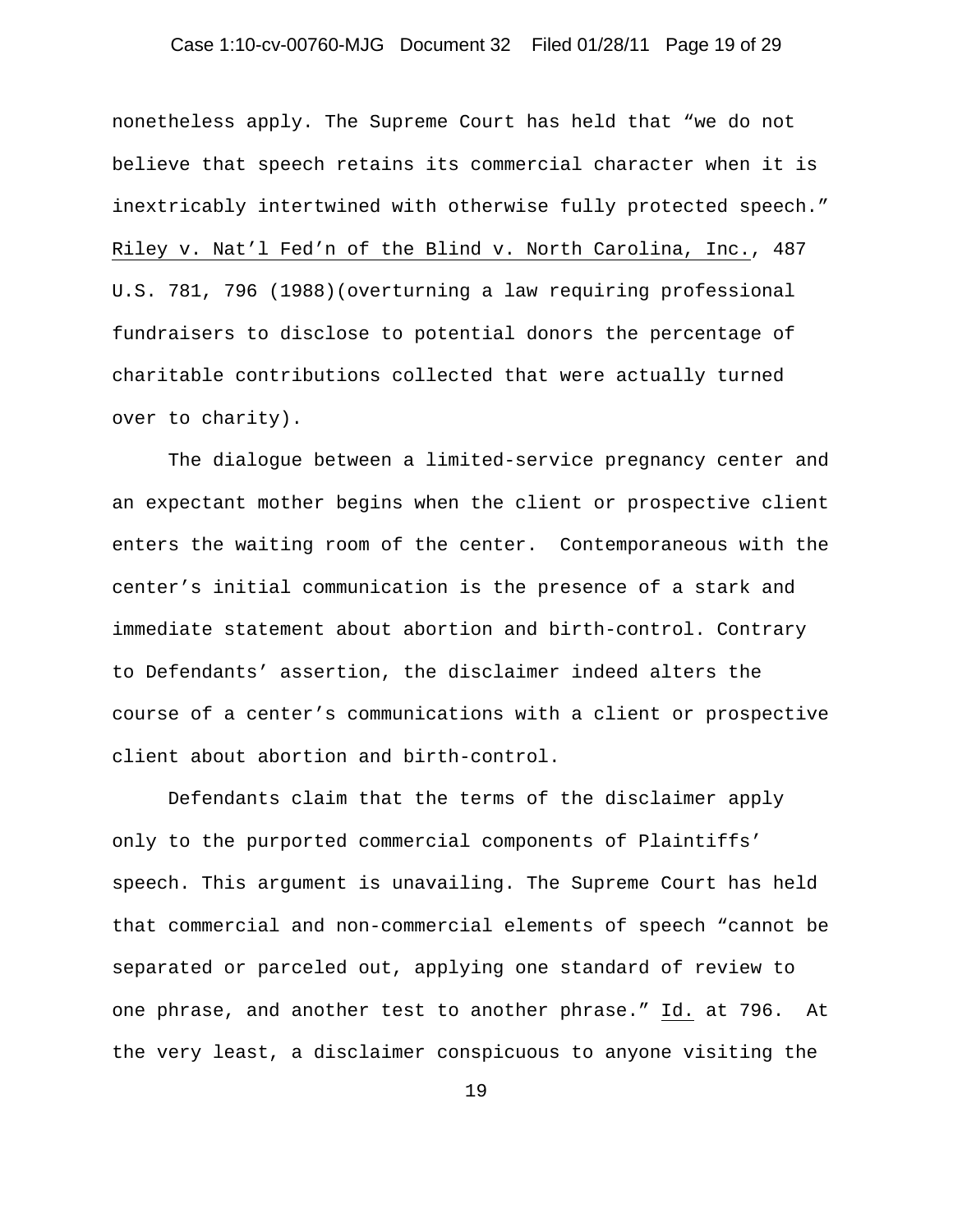nonetheless apply. The Supreme Court has held that “we do not believe that speech retains its commercial character when it is inextricably intertwined with otherwise fully protected speech.” Riley v. Nat’l Fed’n of the Blind v. North Carolina, Inc., 487 U.S. 781, 796 (1988)(overturning a law requiring professional fundraisers to disclose to potential donors the percentage of charitable contributions collected that were actually turned over to charity).

The dialogue between a limited-service pregnancy center and an expectant mother begins when the client or prospective client enters the waiting room of the center. Contemporaneous with the center’s initial communication is the presence of a stark and immediate statement about abortion and birth-control. Contrary to Defendants’ assertion, the disclaimer indeed alters the course of a center’s communications with a client or prospective client about abortion and birth-control.

Defendants claim that the terms of the disclaimer apply only to the purported commercial components of Plaintiffs’ speech. This argument is unavailing. The Supreme Court has held that commercial and non-commercial elements of speech “cannot be separated or parceled out, applying one standard of review to one phrase, and another test to another phrase.” Id. at 796. At the very least, a disclaimer conspicuous to anyone visiting the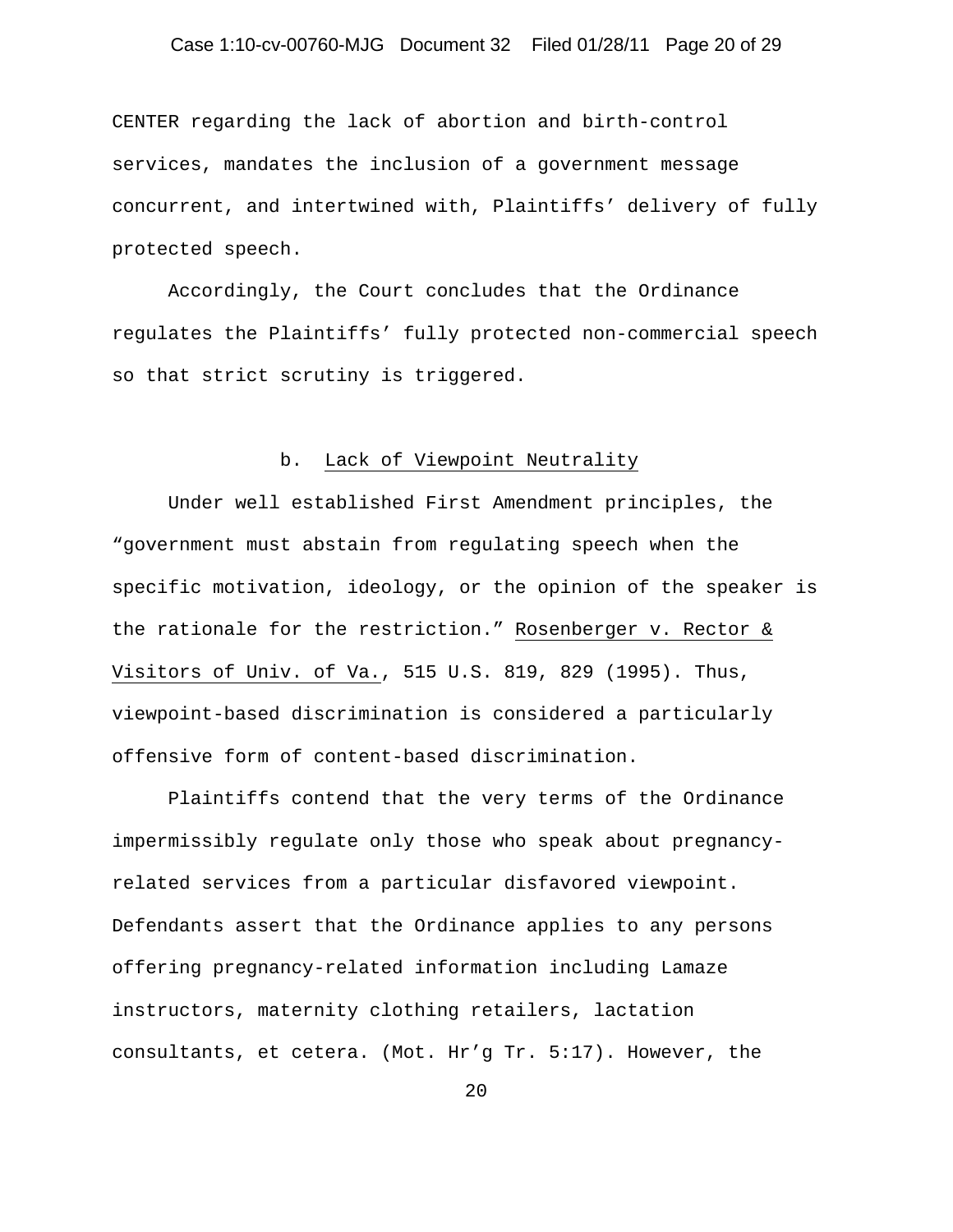CENTER regarding the lack of abortion and birth-control services, mandates the inclusion of a government message concurrent, and intertwined with, Plaintiffs' delivery of fully protected speech.

Accordingly, the Court concludes that the Ordinance regulates the Plaintiffs' fully protected non-commercial speech so that strict scrutiny is triggered.

### b. Lack of Viewpoint Neutrality

Under well established First Amendment principles, the "government must abstain from regulating speech when the specific motivation, ideology, or the opinion of the speaker is the rationale for the restriction." Rosenberger v. Rector & Visitors of Univ. of Va., 515 U.S. 819, 829 (1995). Thus, viewpoint-based discrimination is considered a particularly offensive form of content-based discrimination.

Plaintiffs contend that the very terms of the Ordinance impermissibly regulate only those who speak about pregnancy-related services from a particular disfavored viewpoint. Defendants assert that the Ordinance applies to any persons offering pregnancy-related information including Lamaze instructors, maternity clothing retailers, lactation consultants, et cetera. (Mot. Hr'g Tr. 5:17). However, the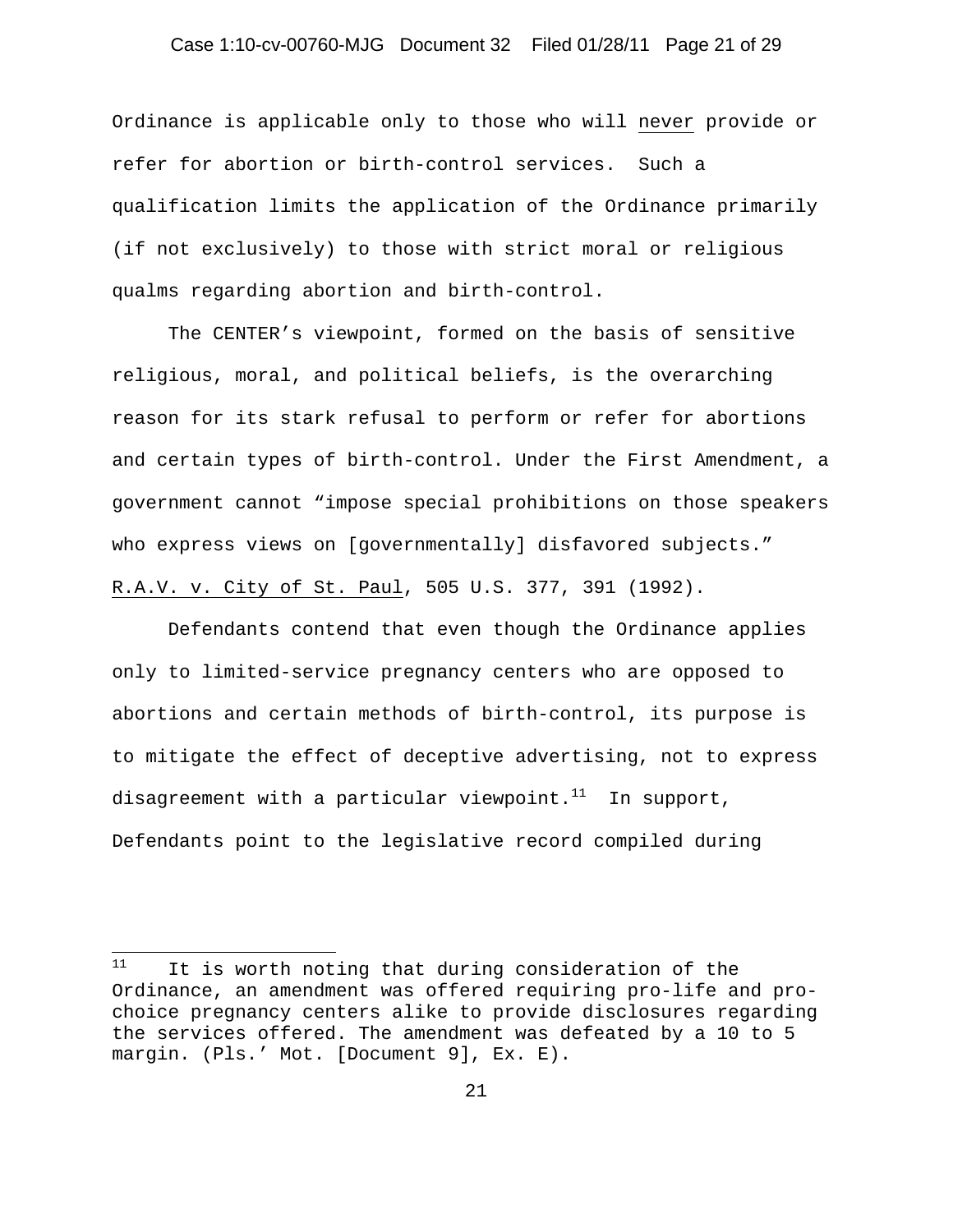Ordinance is applicable only to those who will never provide or refer for abortion or birth-control services. Such a qualification limits the application of the Ordinance primarily (if not exclusively) to those with strict moral or religious qualms regarding abortion and birth-control.

The CENTER's viewpoint, formed on the basis of sensitive religious, moral, and political beliefs, is the overarching reason for its stark refusal to perform or refer for abortions and certain types of birth-control. Under the First Amendment, a government cannot "impose special prohibitions on those speakers who express views on [governmentally] disfavored subjects." R.A.V. v. City of St. Paul, 505 U.S. 377, 391 (1992).

Defendants contend that even though the Ordinance applies only to limited-service pregnancy centers who are opposed to abortions and certain methods of birth-control, its purpose is to mitigate the effect of deceptive advertising, not to express disagreement with a particular viewpoint.[11] In support, Defendants point to the legislative record compiled during

---

[11] It is worth noting that during consideration of the Ordinance, an amendment was offered requiring pro-life and pro-choice pregnancy centers alike to provide disclosures regarding the services offered. The amendment was defeated by a 10 to 5 margin. (Pls.' Mot. [Document 9], Ex. E).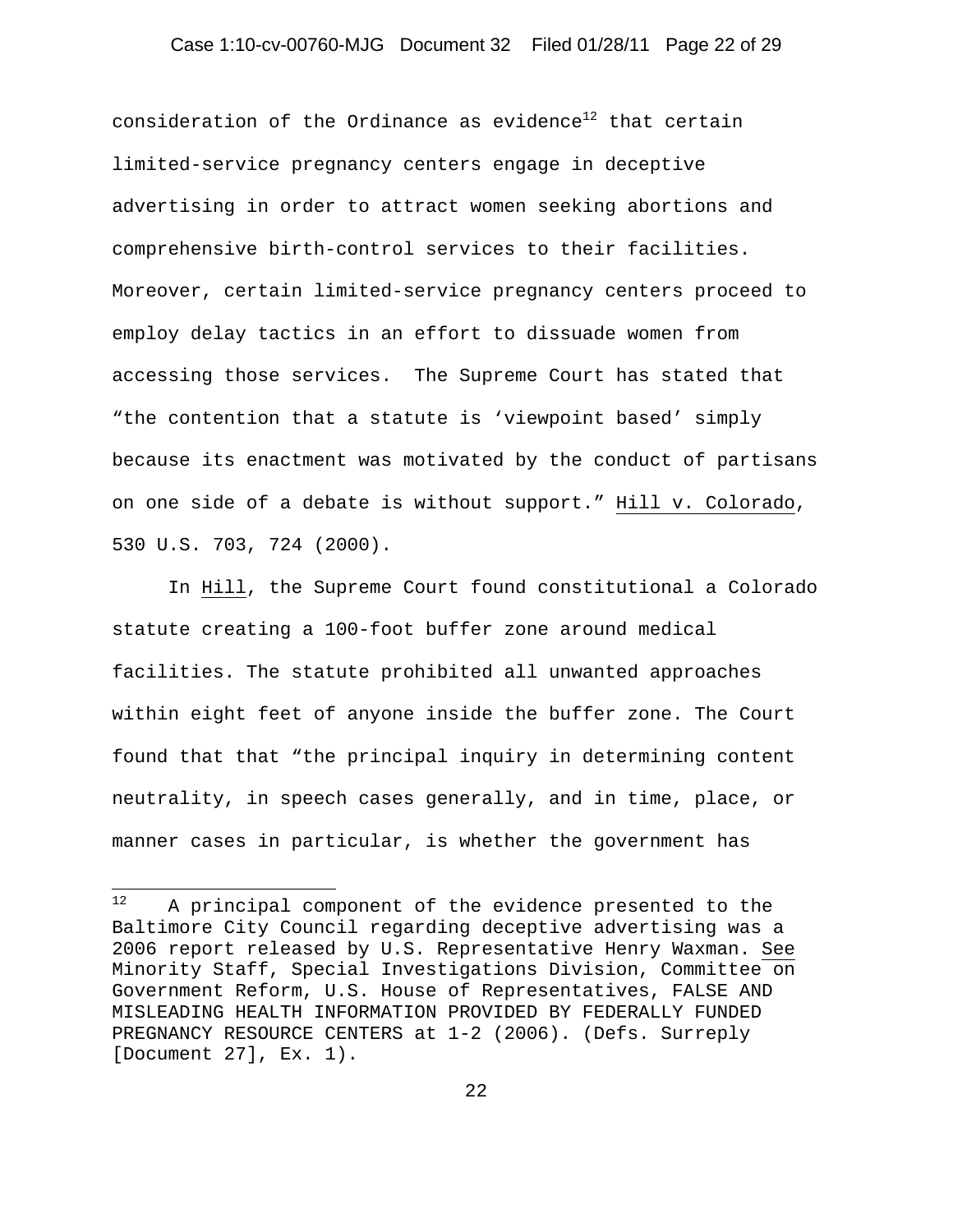consideration of the Ordinance as evidence[12] that certain limited-service pregnancy centers engage in deceptive advertising in order to attract women seeking abortions and comprehensive birth-control services to their facilities. Moreover, certain limited-service pregnancy centers proceed to employ delay tactics in an effort to dissuade women from accessing those services. The Supreme Court has stated that "the contention that a statute is 'viewpoint based' simply because its enactment was motivated by the conduct of partisans on one side of a debate is without support." Hill v. Colorado, 530 U.S. 703, 724 (2000).

In Hill, the Supreme Court found constitutional a Colorado statute creating a 100-foot buffer zone around medical facilities. The statute prohibited all unwanted approaches within eight feet of anyone inside the buffer zone. The Court found that that "the principal inquiry in determining content neutrality, in speech cases generally, and in time, place, or manner cases in particular, is whether the government has

---

[12] A principal component of the evidence presented to the Baltimore City Council regarding deceptive advertising was a 2006 report released by U.S. Representative Henry Waxman. See Minority Staff, Special Investigations Division, Committee on Government Reform, U.S. House of Representatives, FALSE AND MISLEADING HEALTH INFORMATION PROVIDED BY FEDERALLY FUNDED PREGNANCY RESOURCE CENTERS at 1-2 (2006). (Defs. Surreply [Document 27], Ex. 1).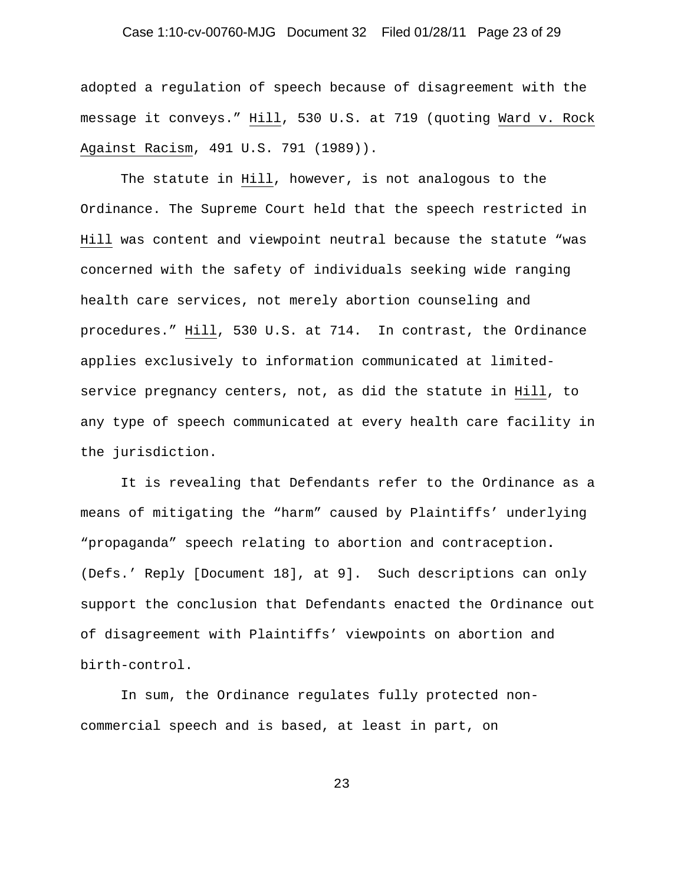adopted a regulation of speech because of disagreement with the message it conveys." Hill, 530 U.S. at 719 (quoting Ward v. Rock Against Racism, 491 U.S. 791 (1989)).

The statute in Hill, however, is not analogous to the Ordinance. The Supreme Court held that the speech restricted in Hill was content and viewpoint neutral because the statute "was concerned with the safety of individuals seeking wide ranging health care services, not merely abortion counseling and procedures." Hill, 530 U.S. at 714. In contrast, the Ordinance applies exclusively to information communicated at limited-service pregnancy centers, not, as did the statute in Hill, to any type of speech communicated at every health care facility in the jurisdiction.

It is revealing that Defendants refer to the Ordinance as a means of mitigating the "harm" caused by Plaintiffs' underlying "propaganda" speech relating to abortion and contraception. (Defs.' Reply [Document 18], at 9]. Such descriptions can only support the conclusion that Defendants enacted the Ordinance out of disagreement with Plaintiffs' viewpoints on abortion and birth-control.

In sum, the Ordinance regulates fully protected non-commercial speech and is based, at least in part, on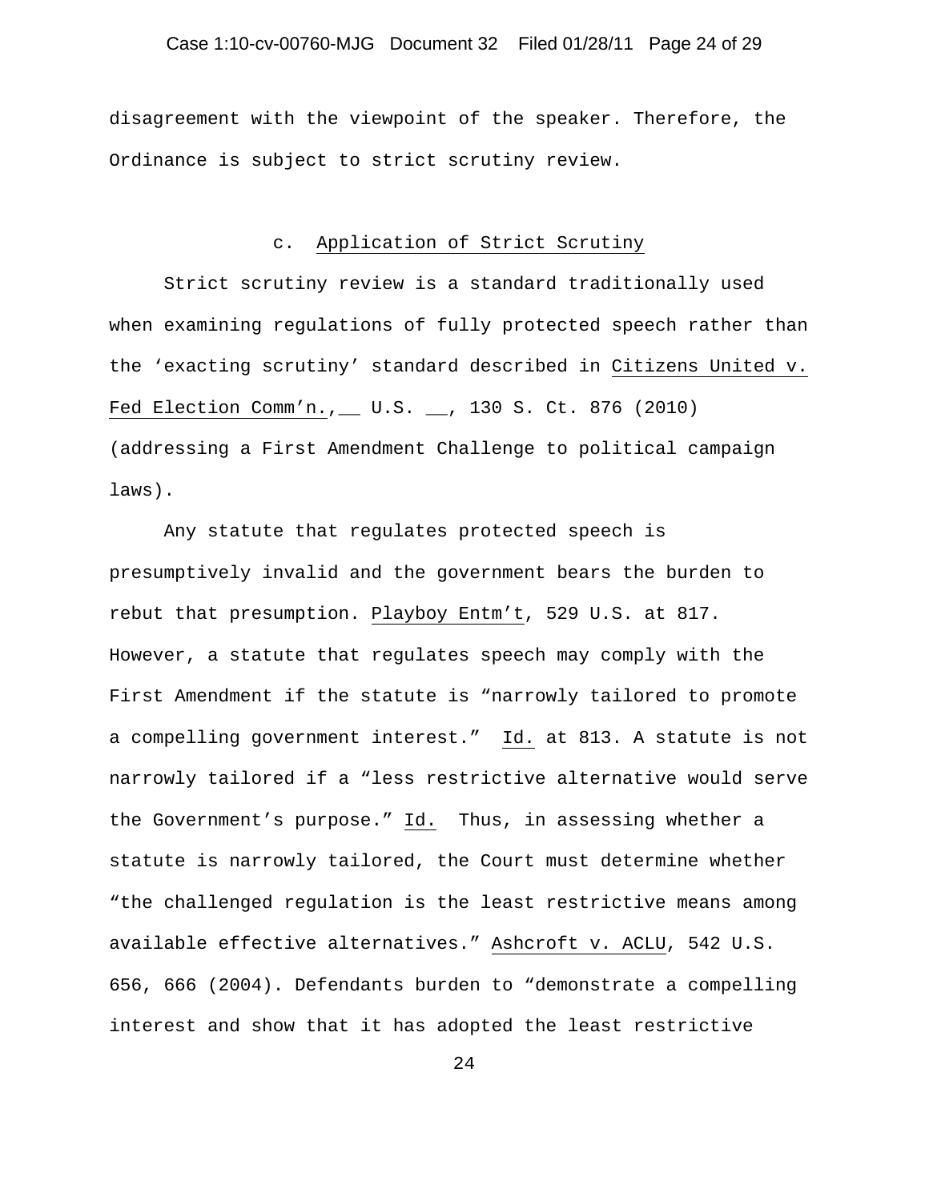disagreement with the viewpoint of the speaker. Therefore, the Ordinance is subject to strict scrutiny review.

### c. Application of Strict Scrutiny

Strict scrutiny review is a standard traditionally used when examining regulations of fully protected speech rather than the 'exacting scrutiny' standard described in Citizens United v. Fed Election Comm'n., __ U.S. __, 130 S. Ct. 876 (2010) (addressing a First Amendment Challenge to political campaign laws).

Any statute that regulates protected speech is presumptively invalid and the government bears the burden to rebut that presumption. Playboy Entm't, 529 U.S. at 817. However, a statute that regulates speech may comply with the First Amendment if the statute is "narrowly tailored to promote a compelling government interest." Id. at 813. A statute is not narrowly tailored if a "less restrictive alternative would serve the Government's purpose." Id. Thus, in assessing whether a statute is narrowly tailored, the Court must determine whether "the challenged regulation is the least restrictive means among available effective alternatives." Ashcroft v. ACLU, 542 U.S. 656, 666 (2004). Defendants burden to "demonstrate a compelling interest and show that it has adopted the least restrictive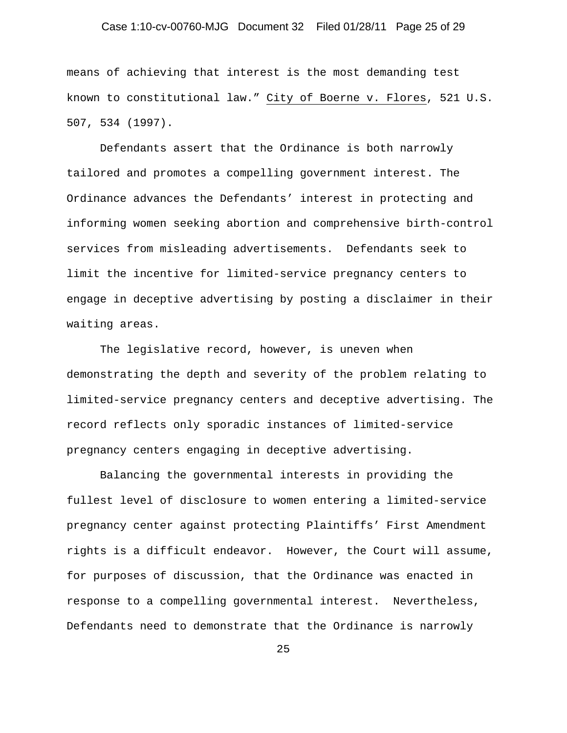means of achieving that interest is the most demanding test known to constitutional law." City of Boerne v. Flores, 521 U.S. 507, 534 (1997).

Defendants assert that the Ordinance is both narrowly tailored and promotes a compelling government interest. The Ordinance advances the Defendants' interest in protecting and informing women seeking abortion and comprehensive birth-control services from misleading advertisements. Defendants seek to limit the incentive for limited-service pregnancy centers to engage in deceptive advertising by posting a disclaimer in their waiting areas.

The legislative record, however, is uneven when demonstrating the depth and severity of the problem relating to limited-service pregnancy centers and deceptive advertising. The record reflects only sporadic instances of limited-service pregnancy centers engaging in deceptive advertising.

Balancing the governmental interests in providing the fullest level of disclosure to women entering a limited-service pregnancy center against protecting Plaintiffs' First Amendment rights is a difficult endeavor. However, the Court will assume, for purposes of discussion, that the Ordinance was enacted in response to a compelling governmental interest. Nevertheless, Defendants need to demonstrate that the Ordinance is narrowly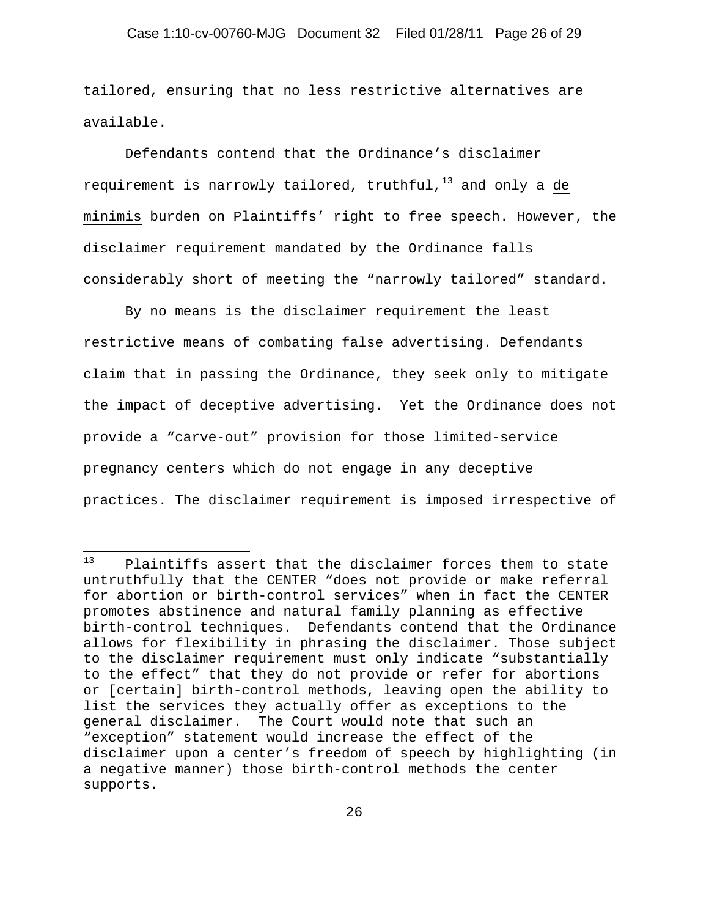tailored, ensuring that no less restrictive alternatives are available.

Defendants contend that the Ordinance's disclaimer requirement is narrowly tailored, truthful,[13] and only a de minimis burden on Plaintiffs' right to free speech. However, the disclaimer requirement mandated by the Ordinance falls considerably short of meeting the "narrowly tailored" standard.

By no means is the disclaimer requirement the least restrictive means of combating false advertising. Defendants claim that in passing the Ordinance, they seek only to mitigate the impact of deceptive advertising. Yet the Ordinance does not provide a "carve-out" provision for those limited-service pregnancy centers which do not engage in any deceptive practices. The disclaimer requirement is imposed irrespective of

---

[13] Plaintiffs assert that the disclaimer forces them to state untruthfully that the CENTER "does not provide or make referral for abortion or birth-control services" when in fact the CENTER promotes abstinence and natural family planning as effective birth-control techniques. Defendants contend that the Ordinance allows for flexibility in phrasing the disclaimer. Those subject to the disclaimer requirement must only indicate "substantially to the effect" that they do not provide or refer for abortions or [certain] birth-control methods, leaving open the ability to list the services they actually offer as exceptions to the general disclaimer. The Court would note that such an "exception" statement would increase the effect of the disclaimer upon a center's freedom of speech by highlighting (in a negative manner) those birth-control methods the center supports.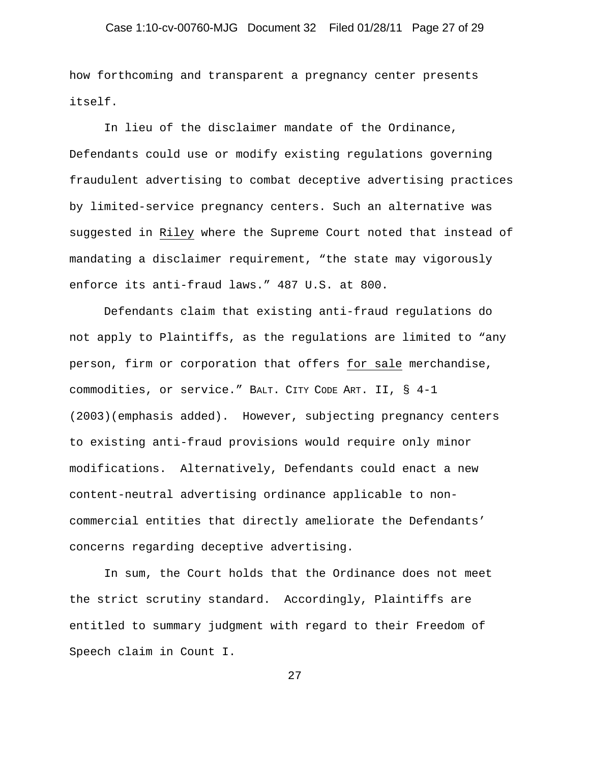how forthcoming and transparent a pregnancy center presents itself.

In lieu of the disclaimer mandate of the Ordinance, Defendants could use or modify existing regulations governing fraudulent advertising to combat deceptive advertising practices by limited-service pregnancy centers. Such an alternative was suggested in Riley where the Supreme Court noted that instead of mandating a disclaimer requirement, "the state may vigorously enforce its anti-fraud laws." 487 U.S. at 800.

Defendants claim that existing anti-fraud regulations do not apply to Plaintiffs, as the regulations are limited to "any person, firm or corporation that offers for sale merchandise, commodities, or service." BALT. CITY CODE ART. II, § 4-1 (2003)(emphasis added). However, subjecting pregnancy centers to existing anti-fraud provisions would require only minor modifications. Alternatively, Defendants could enact a new content-neutral advertising ordinance applicable to non-commercial entities that directly ameliorate the Defendants' concerns regarding deceptive advertising.

In sum, the Court holds that the Ordinance does not meet the strict scrutiny standard. Accordingly, Plaintiffs are entitled to summary judgment with regard to their Freedom of Speech claim in Count I.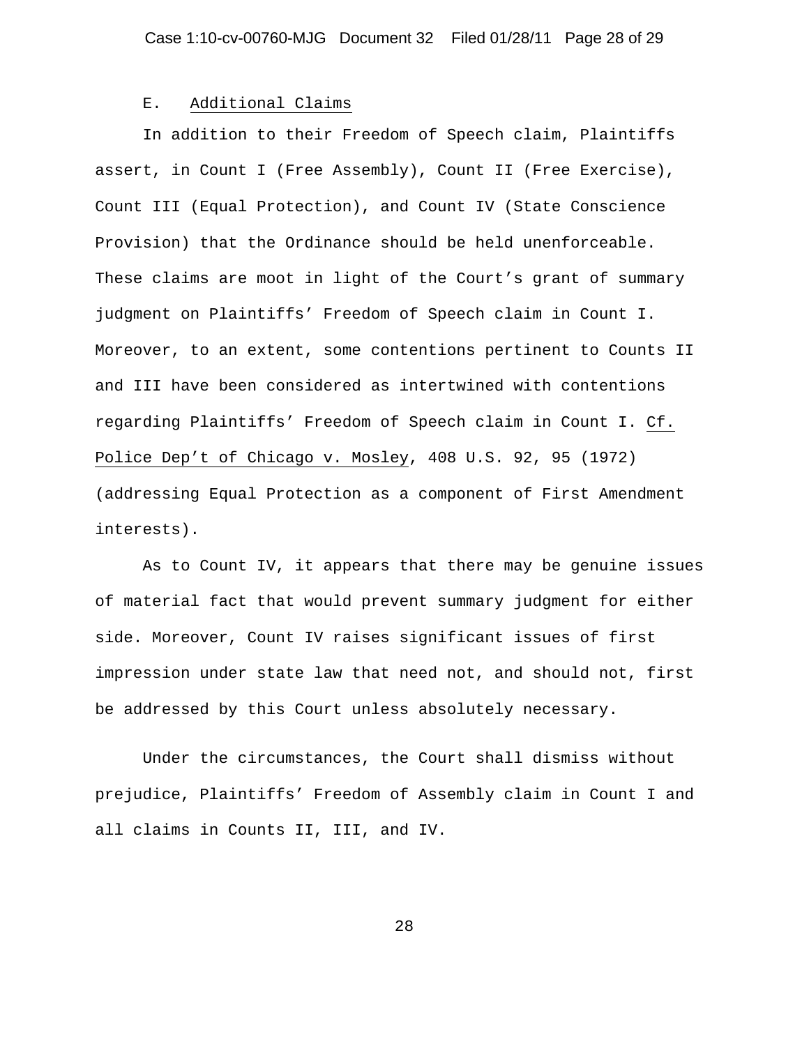### E. Additional Claims

In addition to their Freedom of Speech claim, Plaintiffs assert, in Count I (Free Assembly), Count II (Free Exercise), Count III (Equal Protection), and Count IV (State Conscience Provision) that the Ordinance should be held unenforceable. These claims are moot in light of the Court's grant of summary judgment on Plaintiffs' Freedom of Speech claim in Count I. Moreover, to an extent, some contentions pertinent to Counts II and III have been considered as intertwined with contentions regarding Plaintiffs' Freedom of Speech claim in Count I. Cf. Police Dep't of Chicago v. Mosley, 408 U.S. 92, 95 (1972) (addressing Equal Protection as a component of First Amendment interests).

As to Count IV, it appears that there may be genuine issues of material fact that would prevent summary judgment for either side. Moreover, Count IV raises significant issues of first impression under state law that need not, and should not, first be addressed by this Court unless absolutely necessary.

Under the circumstances, the Court shall dismiss without prejudice, Plaintiffs' Freedom of Assembly claim in Count I and all claims in Counts II, III, and IV.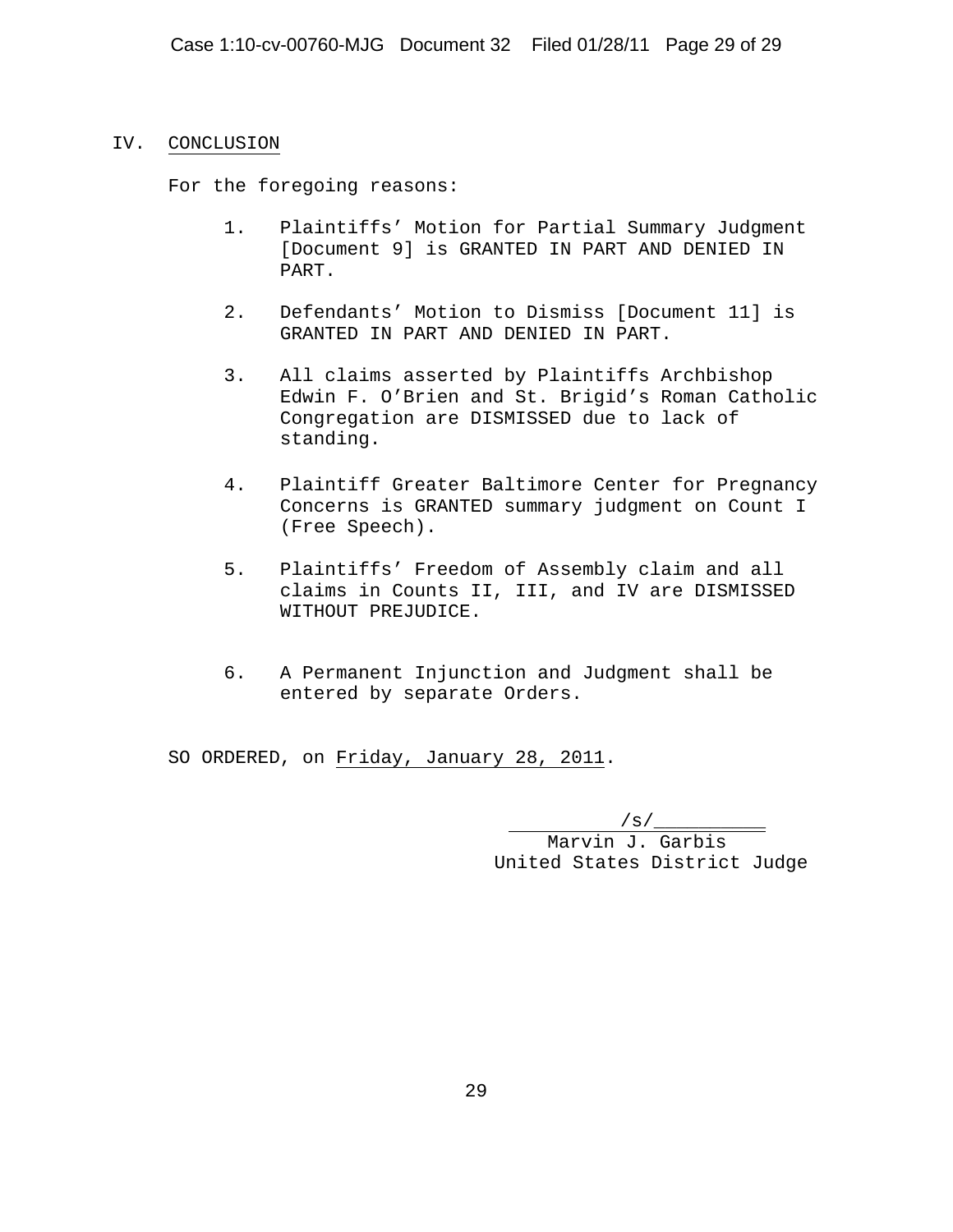## IV. CONCLUSION

For the foregoing reasons:

1. Plaintiffs' Motion for Partial Summary Judgment [Document 9] is GRANTED IN PART AND DENIED IN PART.

2. Defendants' Motion to Dismiss [Document 11] is GRANTED IN PART AND DENIED IN PART.

3. All claims asserted by Plaintiffs Archbishop Edwin F. O'Brien and St. Brigid's Roman Catholic Congregation are DISMISSED due to lack of standing.

4. Plaintiff Greater Baltimore Center for Pregnancy Concerns is GRANTED summary judgment on Count I (Free Speech).

5. Plaintiffs' Freedom of Assembly claim and all claims in Counts II, III, and IV are DISMISSED WITHOUT PREJUDICE.

6. A Permanent Injunction and Judgment shall be entered by separate Orders.

SO ORDERED, on Friday, January 28, 2011.

/s/

Marvin J. Garbis
United States District Judge